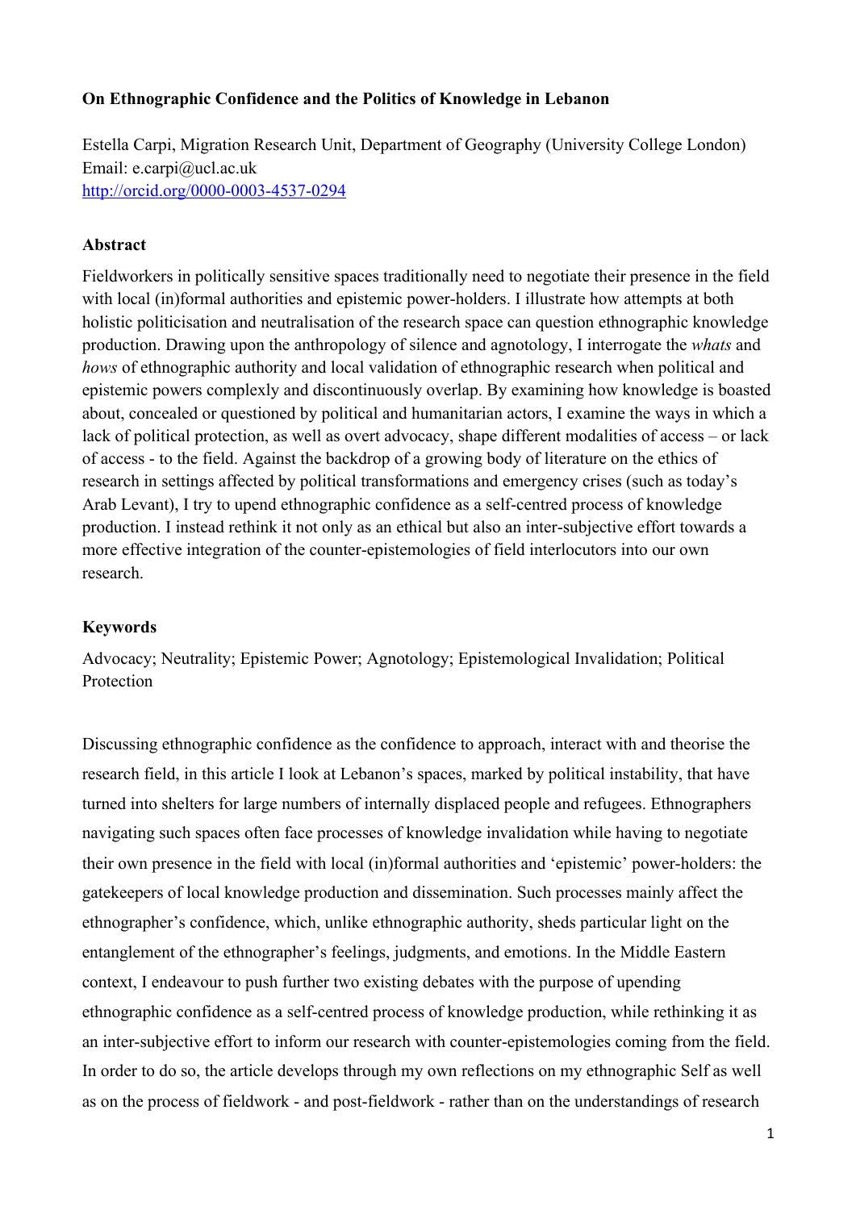# On Ethnographic Confidence and the Politics of Knowledge in Lebanon

Estella Carpi, Migration Research Unit, Department of Geography (University College London)
Email: e.carpi@ucl.ac.uk
http://orcid.org/0000-0003-4537-0294

## Abstract

Fieldworkers in politically sensitive spaces traditionally need to negotiate their presence in the field with local (in)formal authorities and epistemic power-holders. I illustrate how attempts at both holistic politicisation and neutralisation of the research space can question ethnographic knowledge production. Drawing upon the anthropology of silence and agnotology, I interrogate the *whats* and *hows* of ethnographic authority and local validation of ethnographic research when political and epistemic powers complexly and discontinuously overlap. By examining how knowledge is boasted about, concealed or questioned by political and humanitarian actors, I examine the ways in which a lack of political protection, as well as overt advocacy, shape different modalities of access – or lack of access - to the field. Against the backdrop of a growing body of literature on the ethics of research in settings affected by political transformations and emergency crises (such as today's Arab Levant), I try to upend ethnographic confidence as a self-centred process of knowledge production. I instead rethink it not only as an ethical but also an inter-subjective effort towards a more effective integration of the counter-epistemologies of field interlocutors into our own research.

## Keywords

Advocacy; Neutrality; Epistemic Power; Agnotology; Epistemological Invalidation; Political Protection

Discussing ethnographic confidence as the confidence to approach, interact with and theorise the research field, in this article I look at Lebanon's spaces, marked by political instability, that have turned into shelters for large numbers of internally displaced people and refugees. Ethnographers navigating such spaces often face processes of knowledge invalidation while having to negotiate their own presence in the field with local (in)formal authorities and 'epistemic' power-holders: the gatekeepers of local knowledge production and dissemination. Such processes mainly affect the ethnographer's confidence, which, unlike ethnographic authority, sheds particular light on the entanglement of the ethnographer's feelings, judgments, and emotions. In the Middle Eastern context, I endeavour to push further two existing debates with the purpose of upending ethnographic confidence as a self-centred process of knowledge production, while rethinking it as an inter-subjective effort to inform our research with counter-epistemologies coming from the field. In order to do so, the article develops through my own reflections on my ethnographic Self as well as on the process of fieldwork - and post-fieldwork - rather than on the understandings of research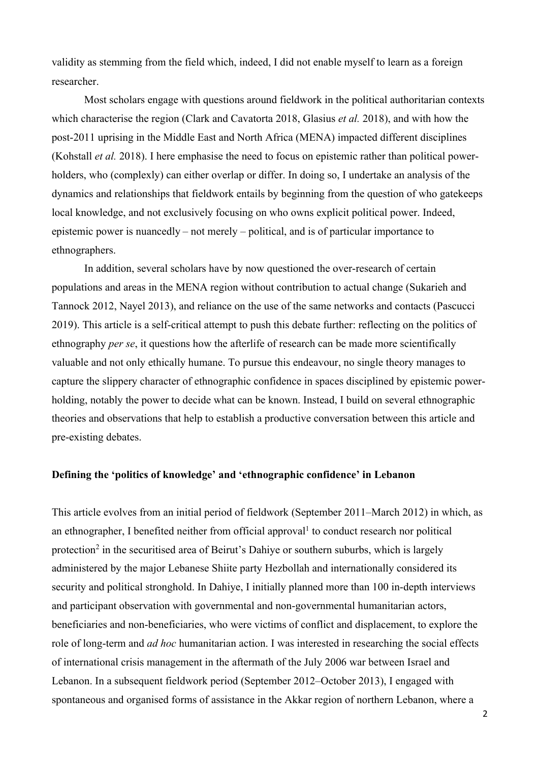validity as stemming from the field which, indeed, I did not enable myself to learn as a foreign researcher.

Most scholars engage with questions around fieldwork in the political authoritarian contexts which characterise the region (Clark and Cavatorta 2018, Glasius *et al.* 2018), and with how the post-2011 uprising in the Middle East and North Africa (MENA) impacted different disciplines (Kohstall *et al.* 2018). I here emphasise the need to focus on epistemic rather than political power-holders, who (complexly) can either overlap or differ. In doing so, I undertake an analysis of the dynamics and relationships that fieldwork entails by beginning from the question of who gatekeeps local knowledge, and not exclusively focusing on who owns explicit political power. Indeed, epistemic power is nuancedly – not merely – political, and is of particular importance to ethnographers.

In addition, several scholars have by now questioned the over-research of certain populations and areas in the MENA region without contribution to actual change (Sukarieh and Tannock 2012, Nayel 2013), and reliance on the use of the same networks and contacts (Pascucci 2019). This article is a self-critical attempt to push this debate further: reflecting on the politics of ethnography *per se*, it questions how the afterlife of research can be made more scientifically valuable and not only ethically humane. To pursue this endeavour, no single theory manages to capture the slippery character of ethnographic confidence in spaces disciplined by epistemic power-holding, notably the power to decide what can be known. Instead, I build on several ethnographic theories and observations that help to establish a productive conversation between this article and pre-existing debates.

**Defining the 'politics of knowledge' and 'ethnographic confidence' in Lebanon**

This article evolves from an initial period of fieldwork (September 2011–March 2012) in which, as an ethnographer, I benefited neither from official approval[1] to conduct research nor political protection[2] in the securitised area of Beirut's Dahiye or southern suburbs, which is largely administered by the major Lebanese Shiite party Hezbollah and internationally considered its security and political stronghold. In Dahiye, I initially planned more than 100 in-depth interviews and participant observation with governmental and non-governmental humanitarian actors, beneficiaries and non-beneficiaries, who were victims of conflict and displacement, to explore the role of long-term and *ad hoc* humanitarian action. I was interested in researching the social effects of international crisis management in the aftermath of the July 2006 war between Israel and Lebanon. In a subsequent fieldwork period (September 2012–October 2013), I engaged with spontaneous and organised forms of assistance in the Akkar region of northern Lebanon, where a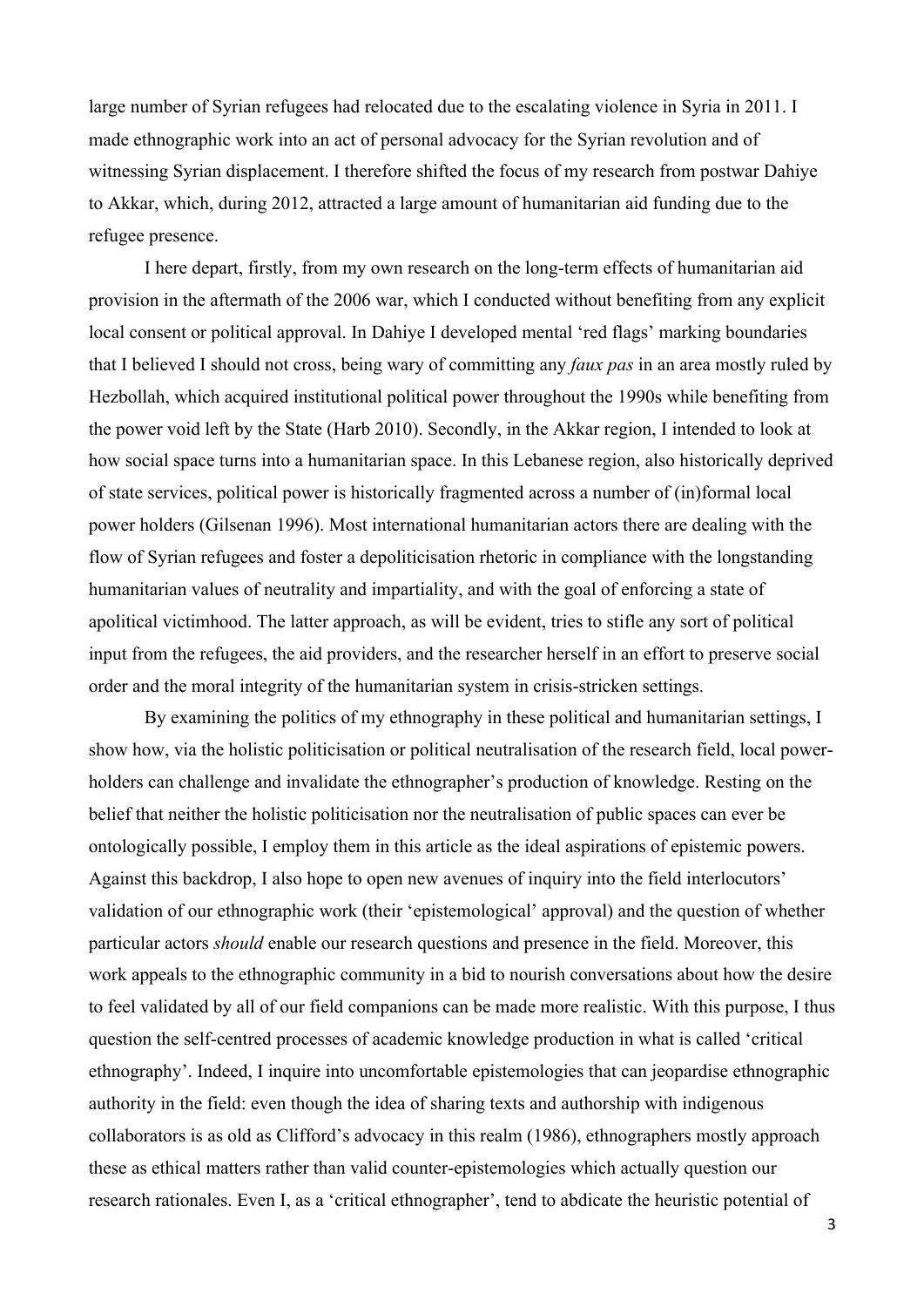large number of Syrian refugees had relocated due to the escalating violence in Syria in 2011. I made ethnographic work into an act of personal advocacy for the Syrian revolution and of witnessing Syrian displacement. I therefore shifted the focus of my research from postwar Dahiye to Akkar, which, during 2012, attracted a large amount of humanitarian aid funding due to the refugee presence.

I here depart, firstly, from my own research on the long-term effects of humanitarian aid provision in the aftermath of the 2006 war, which I conducted without benefiting from any explicit local consent or political approval. In Dahiye I developed mental 'red flags' marking boundaries that I believed I should not cross, being wary of committing any *faux pas* in an area mostly ruled by Hezbollah, which acquired institutional political power throughout the 1990s while benefiting from the power void left by the State (Harb 2010). Secondly, in the Akkar region, I intended to look at how social space turns into a humanitarian space. In this Lebanese region, also historically deprived of state services, political power is historically fragmented across a number of (in)formal local power holders (Gilsenan 1996). Most international humanitarian actors there are dealing with the flow of Syrian refugees and foster a depoliticisation rhetoric in compliance with the longstanding humanitarian values of neutrality and impartiality, and with the goal of enforcing a state of apolitical victimhood. The latter approach, as will be evident, tries to stifle any sort of political input from the refugees, the aid providers, and the researcher herself in an effort to preserve social order and the moral integrity of the humanitarian system in crisis-stricken settings.

By examining the politics of my ethnography in these political and humanitarian settings, I show how, via the holistic politicisation or political neutralisation of the research field, local power-holders can challenge and invalidate the ethnographer's production of knowledge. Resting on the belief that neither the holistic politicisation nor the neutralisation of public spaces can ever be ontologically possible, I employ them in this article as the ideal aspirations of epistemic powers. Against this backdrop, I also hope to open new avenues of inquiry into the field interlocutors' validation of our ethnographic work (their 'epistemological' approval) and the question of whether particular actors *should* enable our research questions and presence in the field. Moreover, this work appeals to the ethnographic community in a bid to nourish conversations about how the desire to feel validated by all of our field companions can be made more realistic. With this purpose, I thus question the self-centred processes of academic knowledge production in what is called 'critical ethnography'. Indeed, I inquire into uncomfortable epistemologies that can jeopardise ethnographic authority in the field: even though the idea of sharing texts and authorship with indigenous collaborators is as old as Clifford's advocacy in this realm (1986), ethnographers mostly approach these as ethical matters rather than valid counter-epistemologies which actually question our research rationales. Even I, as a 'critical ethnographer', tend to abdicate the heuristic potential of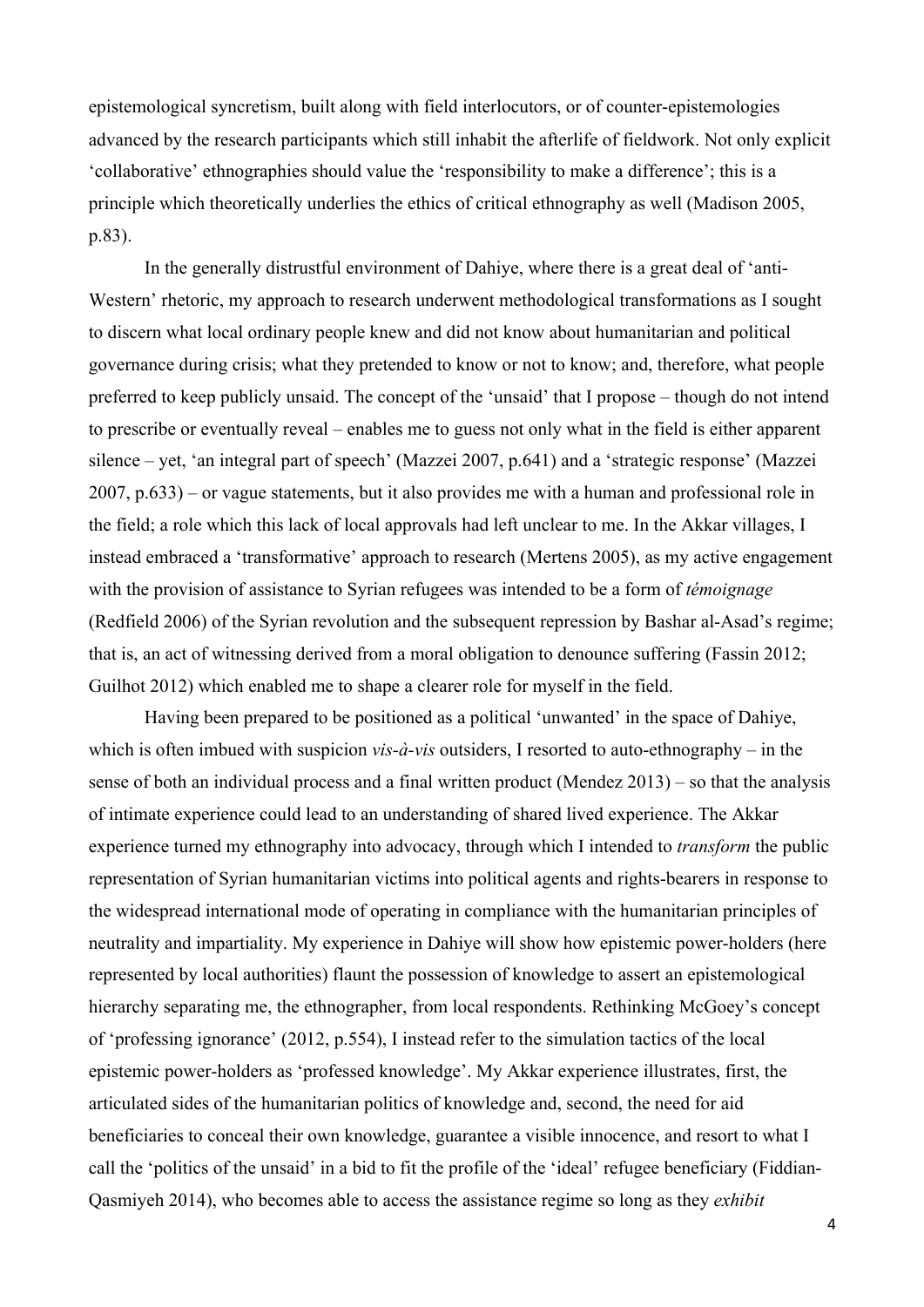epistemological syncretism, built along with field interlocutors, or of counter-epistemologies advanced by the research participants which still inhabit the afterlife of fieldwork. Not only explicit 'collaborative' ethnographies should value the 'responsibility to make a difference'; this is a principle which theoretically underlies the ethics of critical ethnography as well (Madison 2005, p.83).

In the generally distrustful environment of Dahiye, where there is a great deal of 'anti-Western' rhetoric, my approach to research underwent methodological transformations as I sought to discern what local ordinary people knew and did not know about humanitarian and political governance during crisis; what they pretended to know or not to know; and, therefore, what people preferred to keep publicly unsaid. The concept of the 'unsaid' that I propose – though do not intend to prescribe or eventually reveal – enables me to guess not only what in the field is either apparent silence – yet, 'an integral part of speech' (Mazzei 2007, p.641) and a 'strategic response' (Mazzei 2007, p.633) – or vague statements, but it also provides me with a human and professional role in the field; a role which this lack of local approvals had left unclear to me. In the Akkar villages, I instead embraced a 'transformative' approach to research (Mertens 2005), as my active engagement with the provision of assistance to Syrian refugees was intended to be a form of *témoignage* (Redfield 2006) of the Syrian revolution and the subsequent repression by Bashar al-Asad's regime; that is, an act of witnessing derived from a moral obligation to denounce suffering (Fassin 2012; Guilhot 2012) which enabled me to shape a clearer role for myself in the field.

Having been prepared to be positioned as a political 'unwanted' in the space of Dahiye, which is often imbued with suspicion *vis-à-vis* outsiders, I resorted to auto-ethnography – in the sense of both an individual process and a final written product (Mendez 2013) – so that the analysis of intimate experience could lead to an understanding of shared lived experience. The Akkar experience turned my ethnography into advocacy, through which I intended to *transform* the public representation of Syrian humanitarian victims into political agents and rights-bearers in response to the widespread international mode of operating in compliance with the humanitarian principles of neutrality and impartiality. My experience in Dahiye will show how epistemic power-holders (here represented by local authorities) flaunt the possession of knowledge to assert an epistemological hierarchy separating me, the ethnographer, from local respondents. Rethinking McGoey's concept of 'professing ignorance' (2012, p.554), I instead refer to the simulation tactics of the local epistemic power-holders as 'professed knowledge'. My Akkar experience illustrates, first, the articulated sides of the humanitarian politics of knowledge and, second, the need for aid beneficiaries to conceal their own knowledge, guarantee a visible innocence, and resort to what I call the 'politics of the unsaid' in a bid to fit the profile of the 'ideal' refugee beneficiary (Fiddian-Qasmiyeh 2014), who becomes able to access the assistance regime so long as they *exhibit*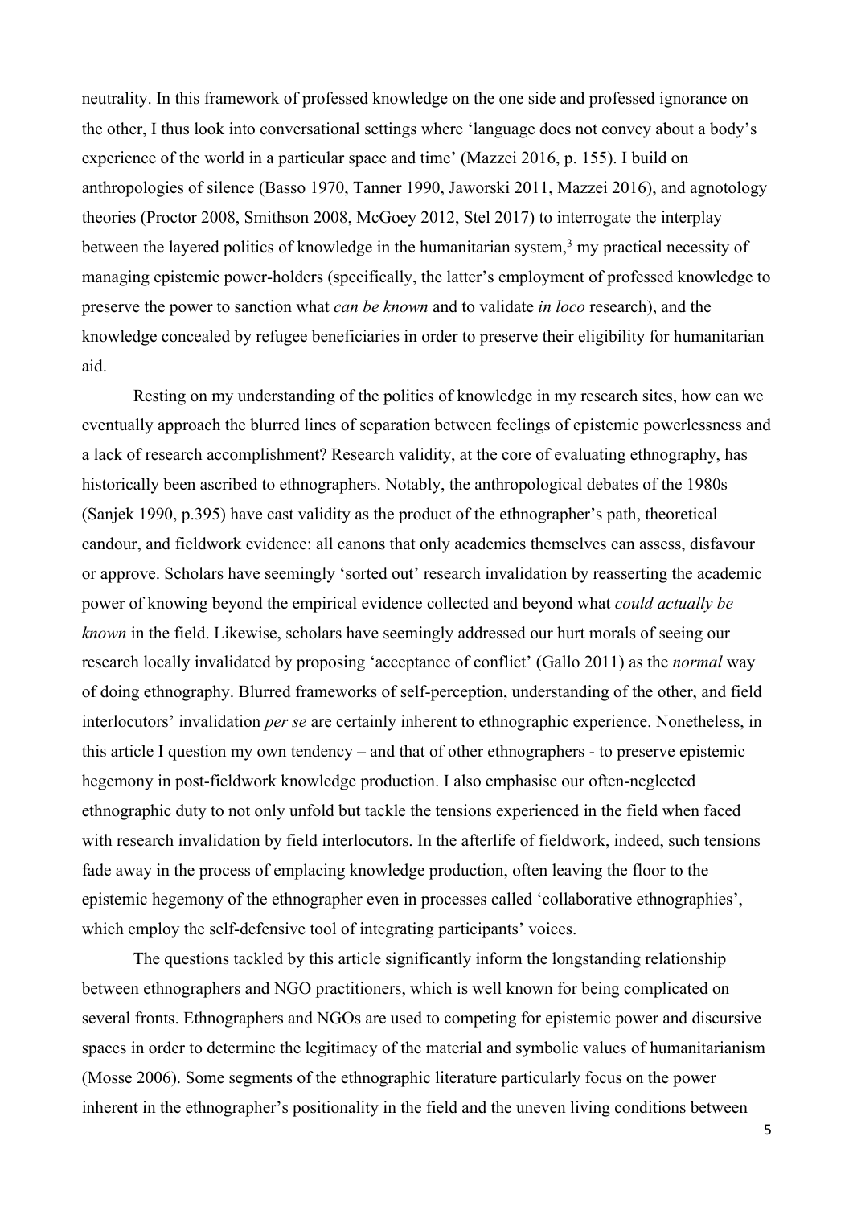neutrality. In this framework of professed knowledge on the one side and professed ignorance on the other, I thus look into conversational settings where 'language does not convey about a body's experience of the world in a particular space and time' (Mazzei 2016, p. 155). I build on anthropologies of silence (Basso 1970, Tanner 1990, Jaworski 2011, Mazzei 2016), and agnotology theories (Proctor 2008, Smithson 2008, McGoey 2012, Stel 2017) to interrogate the interplay between the layered politics of knowledge in the humanitarian system,[3] my practical necessity of managing epistemic power-holders (specifically, the latter's employment of professed knowledge to preserve the power to sanction what *can be known* and to validate *in loco* research), and the knowledge concealed by refugee beneficiaries in order to preserve their eligibility for humanitarian aid.

Resting on my understanding of the politics of knowledge in my research sites, how can we eventually approach the blurred lines of separation between feelings of epistemic powerlessness and a lack of research accomplishment? Research validity, at the core of evaluating ethnography, has historically been ascribed to ethnographers. Notably, the anthropological debates of the 1980s (Sanjek 1990, p.395) have cast validity as the product of the ethnographer's path, theoretical candour, and fieldwork evidence: all canons that only academics themselves can assess, disfavour or approve. Scholars have seemingly 'sorted out' research invalidation by reasserting the academic power of knowing beyond the empirical evidence collected and beyond what *could actually be known* in the field. Likewise, scholars have seemingly addressed our hurt morals of seeing our research locally invalidated by proposing 'acceptance of conflict' (Gallo 2011) as the *normal* way of doing ethnography. Blurred frameworks of self-perception, understanding of the other, and field interlocutors' invalidation *per se* are certainly inherent to ethnographic experience. Nonetheless, in this article I question my own tendency – and that of other ethnographers - to preserve epistemic hegemony in post-fieldwork knowledge production. I also emphasise our often-neglected ethnographic duty to not only unfold but tackle the tensions experienced in the field when faced with research invalidation by field interlocutors. In the afterlife of fieldwork, indeed, such tensions fade away in the process of emplacing knowledge production, often leaving the floor to the epistemic hegemony of the ethnographer even in processes called 'collaborative ethnographies', which employ the self-defensive tool of integrating participants' voices.

The questions tackled by this article significantly inform the longstanding relationship between ethnographers and NGO practitioners, which is well known for being complicated on several fronts. Ethnographers and NGOs are used to competing for epistemic power and discursive spaces in order to determine the legitimacy of the material and symbolic values of humanitarianism (Mosse 2006). Some segments of the ethnographic literature particularly focus on the power inherent in the ethnographer's positionality in the field and the uneven living conditions between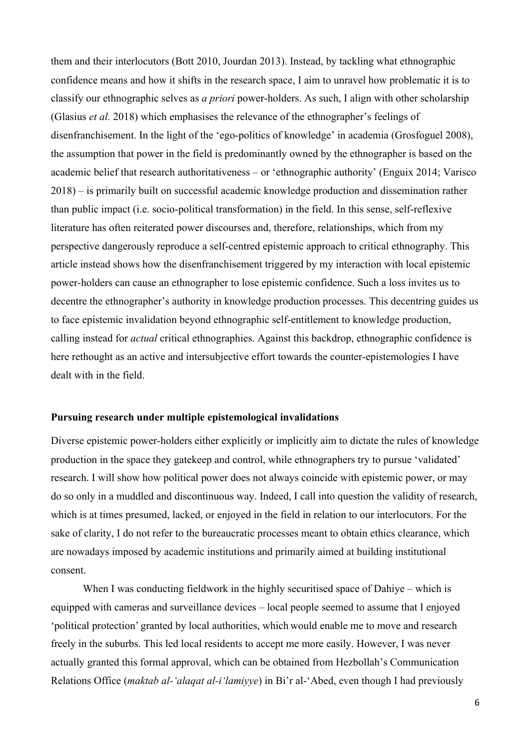them and their interlocutors (Bott 2010, Jourdan 2013). Instead, by tackling what ethnographic confidence means and how it shifts in the research space, I aim to unravel how problematic it is to classify our ethnographic selves as *a priori* power-holders. As such, I align with other scholarship (Glasius *et al.* 2018) which emphasises the relevance of the ethnographer's feelings of disenfranchisement. In the light of the 'ego-politics of knowledge' in academia (Grosfoguel 2008), the assumption that power in the field is predominantly owned by the ethnographer is based on the academic belief that research authoritativeness – or 'ethnographic authority' (Enguix 2014; Varisco 2018) – is primarily built on successful academic knowledge production and dissemination rather than public impact (i.e. socio-political transformation) in the field. In this sense, self-reflexive literature has often reiterated power discourses and, therefore, relationships, which from my perspective dangerously reproduce a self-centred epistemic approach to critical ethnography. This article instead shows how the disenfranchisement triggered by my interaction with local epistemic power-holders can cause an ethnographer to lose epistemic confidence. Such a loss invites us to decentre the ethnographer's authority in knowledge production processes. This decentring guides us to face epistemic invalidation beyond ethnographic self-entitlement to knowledge production, calling instead for *actual* critical ethnographies. Against this backdrop, ethnographic confidence is here rethought as an active and intersubjective effort towards the counter-epistemologies I have dealt with in the field.

## Pursuing research under multiple epistemological invalidations

Diverse epistemic power-holders either explicitly or implicitly aim to dictate the rules of knowledge production in the space they gatekeep and control, while ethnographers try to pursue 'validated' research. I will show how political power does not always coincide with epistemic power, or may do so only in a muddled and discontinuous way. Indeed, I call into question the validity of research, which is at times presumed, lacked, or enjoyed in the field in relation to our interlocutors. For the sake of clarity, I do not refer to the bureaucratic processes meant to obtain ethics clearance, which are nowadays imposed by academic institutions and primarily aimed at building institutional consent.

When I was conducting fieldwork in the highly securitised space of Dahiye – which is equipped with cameras and surveillance devices – local people seemed to assume that I enjoyed 'political protection' granted by local authorities, which would enable me to move and research freely in the suburbs. This led local residents to accept me more easily. However, I was never actually granted this formal approval, which can be obtained from Hezbollah's Communication Relations Office (*maktab al-'alaqat al-i'lamiyye*) in Bi'r al-'Abed, even though I had previously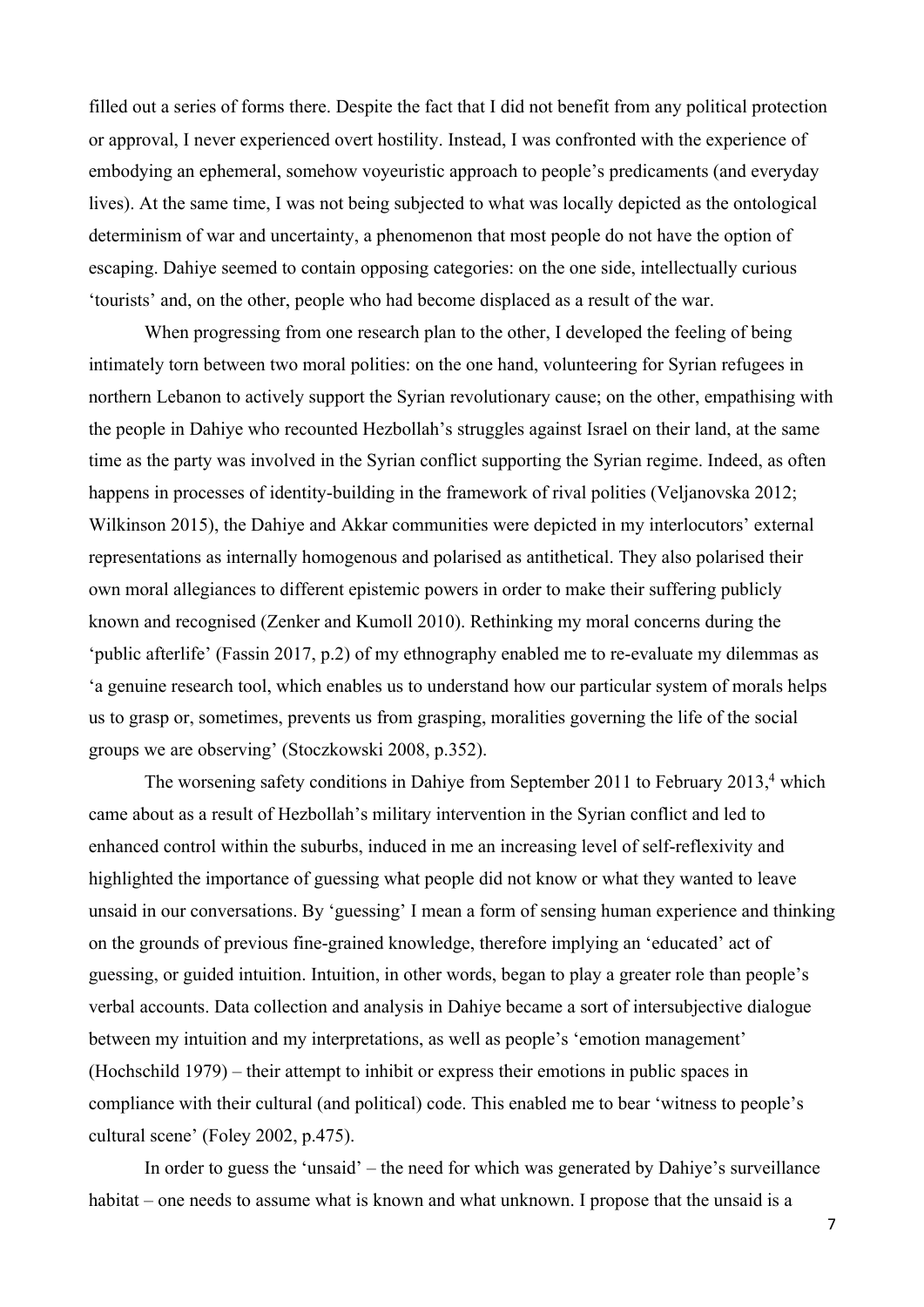filled out a series of forms there. Despite the fact that I did not benefit from any political protection or approval, I never experienced overt hostility. Instead, I was confronted with the experience of embodying an ephemeral, somehow voyeuristic approach to people's predicaments (and everyday lives). At the same time, I was not being subjected to what was locally depicted as the ontological determinism of war and uncertainty, a phenomenon that most people do not have the option of escaping. Dahiye seemed to contain opposing categories: on the one side, intellectually curious 'tourists' and, on the other, people who had become displaced as a result of the war.

When progressing from one research plan to the other, I developed the feeling of being intimately torn between two moral polities: on the one hand, volunteering for Syrian refugees in northern Lebanon to actively support the Syrian revolutionary cause; on the other, empathising with the people in Dahiye who recounted Hezbollah's struggles against Israel on their land, at the same time as the party was involved in the Syrian conflict supporting the Syrian regime. Indeed, as often happens in processes of identity-building in the framework of rival polities (Veljanovska 2012; Wilkinson 2015), the Dahiye and Akkar communities were depicted in my interlocutors' external representations as internally homogenous and polarised as antithetical. They also polarised their own moral allegiances to different epistemic powers in order to make their suffering publicly known and recognised (Zenker and Kumoll 2010). Rethinking my moral concerns during the 'public afterlife' (Fassin 2017, p.2) of my ethnography enabled me to re-evaluate my dilemmas as 'a genuine research tool, which enables us to understand how our particular system of morals helps us to grasp or, sometimes, prevents us from grasping, moralities governing the life of the social groups we are observing' (Stoczkowski 2008, p.352).

The worsening safety conditions in Dahiye from September 2011 to February 2013,[4] which came about as a result of Hezbollah's military intervention in the Syrian conflict and led to enhanced control within the suburbs, induced in me an increasing level of self-reflexivity and highlighted the importance of guessing what people did not know or what they wanted to leave unsaid in our conversations. By 'guessing' I mean a form of sensing human experience and thinking on the grounds of previous fine-grained knowledge, therefore implying an 'educated' act of guessing, or guided intuition. Intuition, in other words, began to play a greater role than people's verbal accounts. Data collection and analysis in Dahiye became a sort of intersubjective dialogue between my intuition and my interpretations, as well as people's 'emotion management' (Hochschild 1979) – their attempt to inhibit or express their emotions in public spaces in compliance with their cultural (and political) code. This enabled me to bear 'witness to people's cultural scene' (Foley 2002, p.475).

In order to guess the 'unsaid' – the need for which was generated by Dahiye's surveillance habitat – one needs to assume what is known and what unknown. I propose that the unsaid is a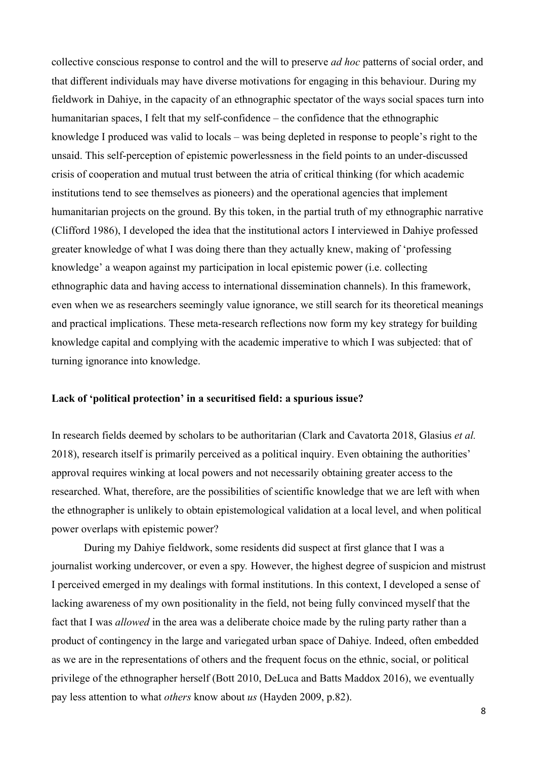collective conscious response to control and the will to preserve *ad hoc* patterns of social order, and that different individuals may have diverse motivations for engaging in this behaviour. During my fieldwork in Dahiye, in the capacity of an ethnographic spectator of the ways social spaces turn into humanitarian spaces, I felt that my self-confidence – the confidence that the ethnographic knowledge I produced was valid to locals – was being depleted in response to people's right to the unsaid. This self-perception of epistemic powerlessness in the field points to an under-discussed crisis of cooperation and mutual trust between the atria of critical thinking (for which academic institutions tend to see themselves as pioneers) and the operational agencies that implement humanitarian projects on the ground. By this token, in the partial truth of my ethnographic narrative (Clifford 1986), I developed the idea that the institutional actors I interviewed in Dahiye professed greater knowledge of what I was doing there than they actually knew, making of 'professing knowledge' a weapon against my participation in local epistemic power (i.e. collecting ethnographic data and having access to international dissemination channels). In this framework, even when we as researchers seemingly value ignorance, we still search for its theoretical meanings and practical implications. These meta-research reflections now form my key strategy for building knowledge capital and complying with the academic imperative to which I was subjected: that of turning ignorance into knowledge.

**Lack of 'political protection' in a securitised field: a spurious issue?**

In research fields deemed by scholars to be authoritarian (Clark and Cavatorta 2018, Glasius *et al.* 2018), research itself is primarily perceived as a political inquiry. Even obtaining the authorities' approval requires winking at local powers and not necessarily obtaining greater access to the researched. What, therefore, are the possibilities of scientific knowledge that we are left with when the ethnographer is unlikely to obtain epistemological validation at a local level, and when political power overlaps with epistemic power?

During my Dahiye fieldwork, some residents did suspect at first glance that I was a journalist working undercover, or even a spy. However, the highest degree of suspicion and mistrust I perceived emerged in my dealings with formal institutions. In this context, I developed a sense of lacking awareness of my own positionality in the field, not being fully convinced myself that the fact that I was *allowed* in the area was a deliberate choice made by the ruling party rather than a product of contingency in the large and variegated urban space of Dahiye. Indeed, often embedded as we are in the representations of others and the frequent focus on the ethnic, social, or political privilege of the ethnographer herself (Bott 2010, DeLuca and Batts Maddox 2016), we eventually pay less attention to what *others* know about *us* (Hayden 2009, p.82).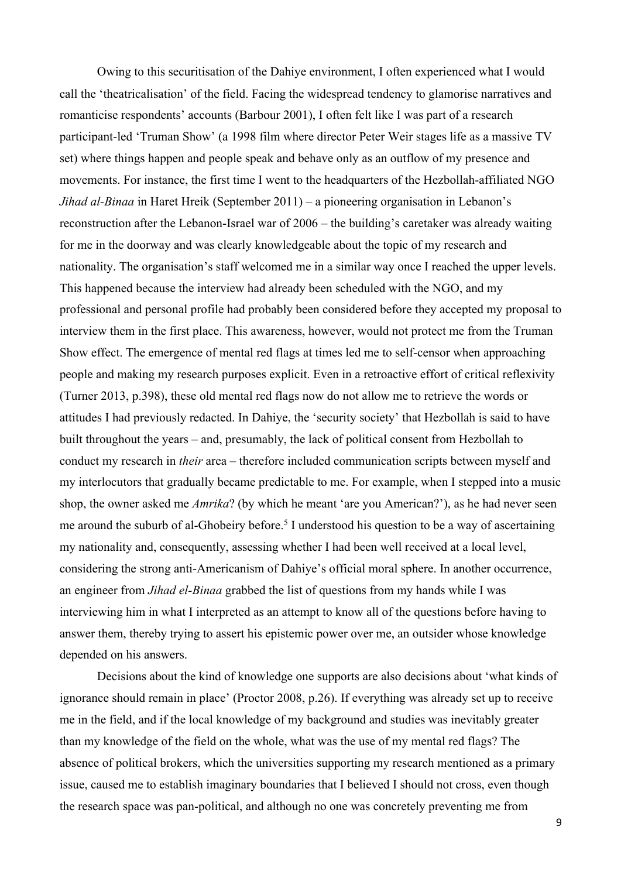Owing to this securitisation of the Dahiye environment, I often experienced what I would call the 'theatricalisation' of the field. Facing the widespread tendency to glamorise narratives and romanticise respondents' accounts (Barbour 2001), I often felt like I was part of a research participant-led 'Truman Show' (a 1998 film where director Peter Weir stages life as a massive TV set) where things happen and people speak and behave only as an outflow of my presence and movements. For instance, the first time I went to the headquarters of the Hezbollah-affiliated NGO *Jihad al-Binaa* in Haret Hreik (September 2011) – a pioneering organisation in Lebanon's reconstruction after the Lebanon-Israel war of 2006 – the building's caretaker was already waiting for me in the doorway and was clearly knowledgeable about the topic of my research and nationality. The organisation's staff welcomed me in a similar way once I reached the upper levels. This happened because the interview had already been scheduled with the NGO, and my professional and personal profile had probably been considered before they accepted my proposal to interview them in the first place. This awareness, however, would not protect me from the Truman Show effect. The emergence of mental red flags at times led me to self-censor when approaching people and making my research purposes explicit. Even in a retroactive effort of critical reflexivity (Turner 2013, p.398), these old mental red flags now do not allow me to retrieve the words or attitudes I had previously redacted. In Dahiye, the 'security society' that Hezbollah is said to have built throughout the years – and, presumably, the lack of political consent from Hezbollah to conduct my research in *their* area – therefore included communication scripts between myself and my interlocutors that gradually became predictable to me. For example, when I stepped into a music shop, the owner asked me *Amrika*? (by which he meant 'are you American?'), as he had never seen me around the suburb of al-Ghobeiry before.[5] I understood his question to be a way of ascertaining my nationality and, consequently, assessing whether I had been well received at a local level, considering the strong anti-Americanism of Dahiye's official moral sphere. In another occurrence, an engineer from *Jihad el-Binaa* grabbed the list of questions from my hands while I was interviewing him in what I interpreted as an attempt to know all of the questions before having to answer them, thereby trying to assert his epistemic power over me, an outsider whose knowledge depended on his answers.

Decisions about the kind of knowledge one supports are also decisions about 'what kinds of ignorance should remain in place' (Proctor 2008, p.26). If everything was already set up to receive me in the field, and if the local knowledge of my background and studies was inevitably greater than my knowledge of the field on the whole, what was the use of my mental red flags? The absence of political brokers, which the universities supporting my research mentioned as a primary issue, caused me to establish imaginary boundaries that I believed I should not cross, even though the research space was pan-political, and although no one was concretely preventing me from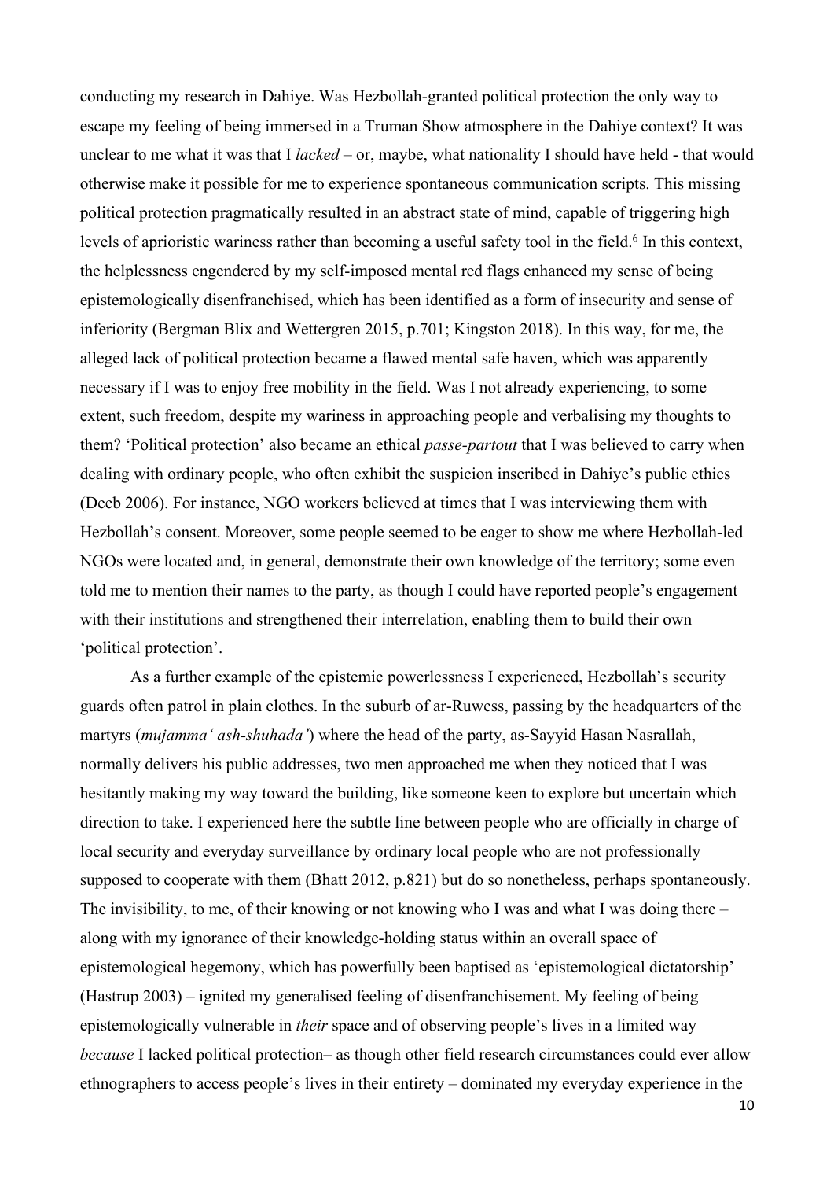conducting my research in Dahiye. Was Hezbollah-granted political protection the only way to escape my feeling of being immersed in a Truman Show atmosphere in the Dahiye context? It was unclear to me what it was that I *lacked* – or, maybe, what nationality I should have held - that would otherwise make it possible for me to experience spontaneous communication scripts. This missing political protection pragmatically resulted in an abstract state of mind, capable of triggering high levels of aprioristic wariness rather than becoming a useful safety tool in the field.[6] In this context, the helplessness engendered by my self-imposed mental red flags enhanced my sense of being epistemologically disenfranchised, which has been identified as a form of insecurity and sense of inferiority (Bergman Blix and Wettergren 2015, p.701; Kingston 2018). In this way, for me, the alleged lack of political protection became a flawed mental safe haven, which was apparently necessary if I was to enjoy free mobility in the field. Was I not already experiencing, to some extent, such freedom, despite my wariness in approaching people and verbalising my thoughts to them? 'Political protection' also became an ethical *passe-partout* that I was believed to carry when dealing with ordinary people, who often exhibit the suspicion inscribed in Dahiye's public ethics (Deeb 2006). For instance, NGO workers believed at times that I was interviewing them with Hezbollah's consent. Moreover, some people seemed to be eager to show me where Hezbollah-led NGOs were located and, in general, demonstrate their own knowledge of the territory; some even told me to mention their names to the party, as though I could have reported people's engagement with their institutions and strengthened their interrelation, enabling them to build their own 'political protection'.

As a further example of the epistemic powerlessness I experienced, Hezbollah's security guards often patrol in plain clothes. In the suburb of ar-Ruwess, passing by the headquarters of the martyrs (*mujamma' ash-shuhada'*) where the head of the party, as-Sayyid Hasan Nasrallah, normally delivers his public addresses, two men approached me when they noticed that I was hesitantly making my way toward the building, like someone keen to explore but uncertain which direction to take. I experienced here the subtle line between people who are officially in charge of local security and everyday surveillance by ordinary local people who are not professionally supposed to cooperate with them (Bhatt 2012, p.821) but do so nonetheless, perhaps spontaneously. The invisibility, to me, of their knowing or not knowing who I was and what I was doing there – along with my ignorance of their knowledge-holding status within an overall space of epistemological hegemony, which has powerfully been baptised as 'epistemological dictatorship' (Hastrup 2003) – ignited my generalised feeling of disenfranchisement. My feeling of being epistemologically vulnerable in *their* space and of observing people's lives in a limited way *because* I lacked political protection– as though other field research circumstances could ever allow ethnographers to access people's lives in their entirety – dominated my everyday experience in the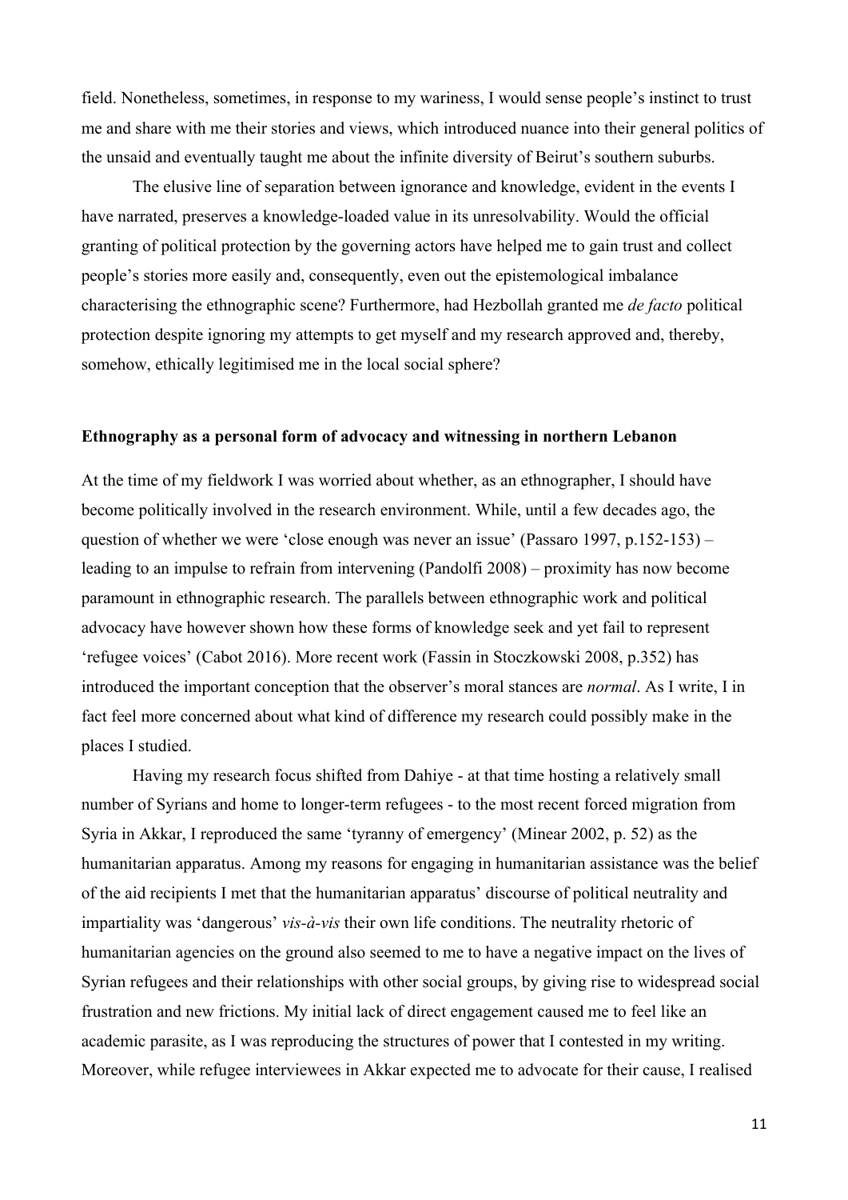field. Nonetheless, sometimes, in response to my wariness, I would sense people's instinct to trust me and share with me their stories and views, which introduced nuance into their general politics of the unsaid and eventually taught me about the infinite diversity of Beirut's southern suburbs.

The elusive line of separation between ignorance and knowledge, evident in the events I have narrated, preserves a knowledge-loaded value in its unresolvability. Would the official granting of political protection by the governing actors have helped me to gain trust and collect people's stories more easily and, consequently, even out the epistemological imbalance characterising the ethnographic scene? Furthermore, had Hezbollah granted me *de facto* political protection despite ignoring my attempts to get myself and my research approved and, thereby, somehow, ethically legitimised me in the local social sphere?

### Ethnography as a personal form of advocacy and witnessing in northern Lebanon

At the time of my fieldwork I was worried about whether, as an ethnographer, I should have become politically involved in the research environment. While, until a few decades ago, the question of whether we were 'close enough was never an issue' (Passaro 1997, p.152-153) – leading to an impulse to refrain from intervening (Pandolfi 2008) – proximity has now become paramount in ethnographic research. The parallels between ethnographic work and political advocacy have however shown how these forms of knowledge seek and yet fail to represent 'refugee voices' (Cabot 2016). More recent work (Fassin in Stoczkowski 2008, p.352) has introduced the important conception that the observer's moral stances are *normal*. As I write, I in fact feel more concerned about what kind of difference my research could possibly make in the places I studied.

Having my research focus shifted from Dahiye - at that time hosting a relatively small number of Syrians and home to longer-term refugees - to the most recent forced migration from Syria in Akkar, I reproduced the same 'tyranny of emergency' (Minear 2002, p. 52) as the humanitarian apparatus. Among my reasons for engaging in humanitarian assistance was the belief of the aid recipients I met that the humanitarian apparatus' discourse of political neutrality and impartiality was 'dangerous' *vis-à-vis* their own life conditions. The neutrality rhetoric of humanitarian agencies on the ground also seemed to me to have a negative impact on the lives of Syrian refugees and their relationships with other social groups, by giving rise to widespread social frustration and new frictions. My initial lack of direct engagement caused me to feel like an academic parasite, as I was reproducing the structures of power that I contested in my writing. Moreover, while refugee interviewees in Akkar expected me to advocate for their cause, I realised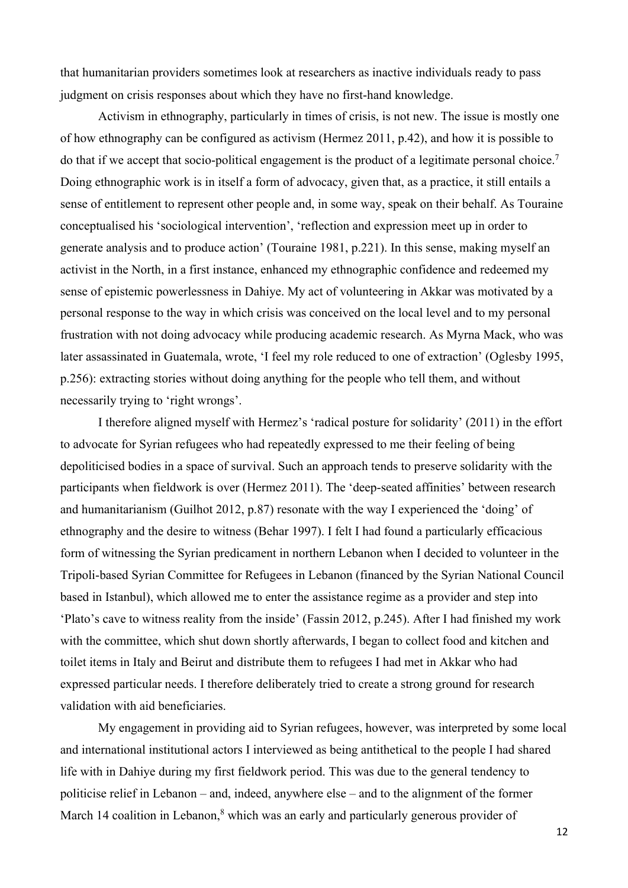that humanitarian providers sometimes look at researchers as inactive individuals ready to pass judgment on crisis responses about which they have no first-hand knowledge.

Activism in ethnography, particularly in times of crisis, is not new. The issue is mostly one of how ethnography can be configured as activism (Hermez 2011, p.42), and how it is possible to do that if we accept that socio-political engagement is the product of a legitimate personal choice.[7] Doing ethnographic work is in itself a form of advocacy, given that, as a practice, it still entails a sense of entitlement to represent other people and, in some way, speak on their behalf. As Touraine conceptualised his 'sociological intervention', 'reflection and expression meet up in order to generate analysis and to produce action' (Touraine 1981, p.221). In this sense, making myself an activist in the North, in a first instance, enhanced my ethnographic confidence and redeemed my sense of epistemic powerlessness in Dahiye. My act of volunteering in Akkar was motivated by a personal response to the way in which crisis was conceived on the local level and to my personal frustration with not doing advocacy while producing academic research. As Myrna Mack, who was later assassinated in Guatemala, wrote, 'I feel my role reduced to one of extraction' (Oglesby 1995, p.256): extracting stories without doing anything for the people who tell them, and without necessarily trying to 'right wrongs'.

I therefore aligned myself with Hermez's 'radical posture for solidarity' (2011) in the effort to advocate for Syrian refugees who had repeatedly expressed to me their feeling of being depoliticised bodies in a space of survival. Such an approach tends to preserve solidarity with the participants when fieldwork is over (Hermez 2011). The 'deep-seated affinities' between research and humanitarianism (Guilhot 2012, p.87) resonate with the way I experienced the 'doing' of ethnography and the desire to witness (Behar 1997). I felt I had found a particularly efficacious form of witnessing the Syrian predicament in northern Lebanon when I decided to volunteer in the Tripoli-based Syrian Committee for Refugees in Lebanon (financed by the Syrian National Council based in Istanbul), which allowed me to enter the assistance regime as a provider and step into 'Plato's cave to witness reality from the inside' (Fassin 2012, p.245). After I had finished my work with the committee, which shut down shortly afterwards, I began to collect food and kitchen and toilet items in Italy and Beirut and distribute them to refugees I had met in Akkar who had expressed particular needs. I therefore deliberately tried to create a strong ground for research validation with aid beneficiaries.

My engagement in providing aid to Syrian refugees, however, was interpreted by some local and international institutional actors I interviewed as being antithetical to the people I had shared life with in Dahiye during my first fieldwork period. This was due to the general tendency to politicise relief in Lebanon – and, indeed, anywhere else – and to the alignment of the former March 14 coalition in Lebanon,[8] which was an early and particularly generous provider of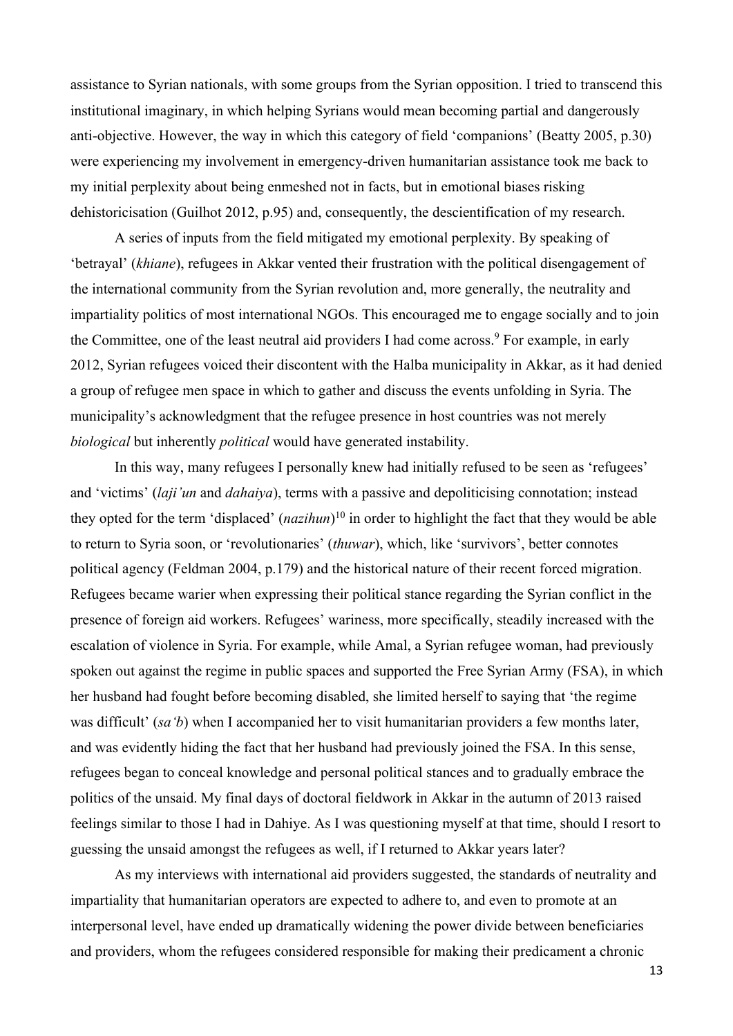assistance to Syrian nationals, with some groups from the Syrian opposition. I tried to transcend this institutional imaginary, in which helping Syrians would mean becoming partial and dangerously anti-objective. However, the way in which this category of field 'companions' (Beatty 2005, p.30) were experiencing my involvement in emergency-driven humanitarian assistance took me back to my initial perplexity about being enmeshed not in facts, but in emotional biases risking dehistoricisation (Guilhot 2012, p.95) and, consequently, the descientification of my research.

A series of inputs from the field mitigated my emotional perplexity. By speaking of 'betrayal' (*khiane*), refugees in Akkar vented their frustration with the political disengagement of the international community from the Syrian revolution and, more generally, the neutrality and impartiality politics of most international NGOs. This encouraged me to engage socially and to join the Committee, one of the least neutral aid providers I had come across.[9] For example, in early 2012, Syrian refugees voiced their discontent with the Halba municipality in Akkar, as it had denied a group of refugee men space in which to gather and discuss the events unfolding in Syria. The municipality's acknowledgment that the refugee presence in host countries was not merely *biological* but inherently *political* would have generated instability.

In this way, many refugees I personally knew had initially refused to be seen as 'refugees' and 'victims' (*laji'un* and *dahaiya*), terms with a passive and depoliticising connotation; instead they opted for the term 'displaced' (*nazihun*)[10] in order to highlight the fact that they would be able to return to Syria soon, or 'revolutionaries' (*thuwar*), which, like 'survivors', better connotes political agency (Feldman 2004, p.179) and the historical nature of their recent forced migration. Refugees became warier when expressing their political stance regarding the Syrian conflict in the presence of foreign aid workers. Refugees' wariness, more specifically, steadily increased with the escalation of violence in Syria. For example, while Amal, a Syrian refugee woman, had previously spoken out against the regime in public spaces and supported the Free Syrian Army (FSA), in which her husband had fought before becoming disabled, she limited herself to saying that 'the regime was difficult' (*sa'b*) when I accompanied her to visit humanitarian providers a few months later, and was evidently hiding the fact that her husband had previously joined the FSA. In this sense, refugees began to conceal knowledge and personal political stances and to gradually embrace the politics of the unsaid. My final days of doctoral fieldwork in Akkar in the autumn of 2013 raised feelings similar to those I had in Dahiye. As I was questioning myself at that time, should I resort to guessing the unsaid amongst the refugees as well, if I returned to Akkar years later?

As my interviews with international aid providers suggested, the standards of neutrality and impartiality that humanitarian operators are expected to adhere to, and even to promote at an interpersonal level, have ended up dramatically widening the power divide between beneficiaries and providers, whom the refugees considered responsible for making their predicament a chronic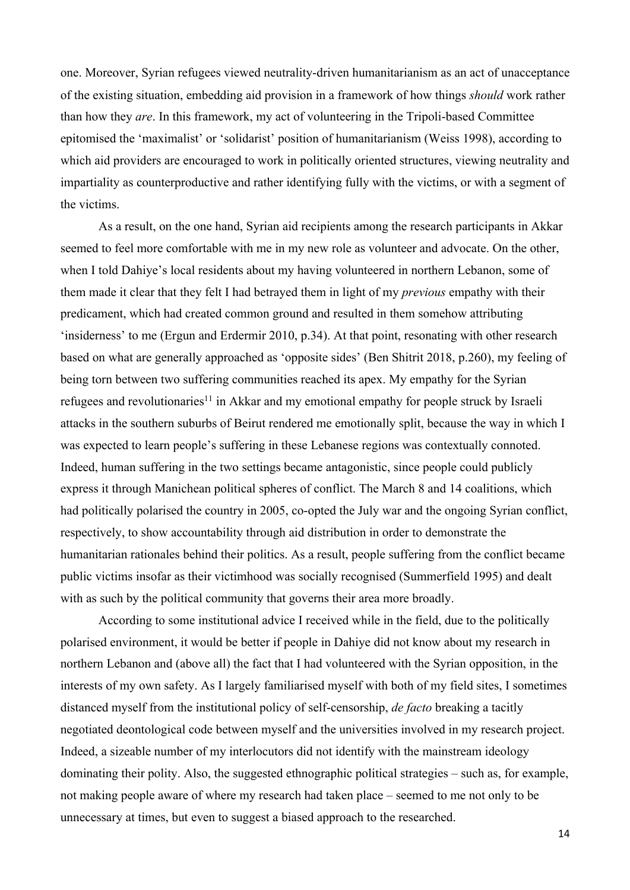one. Moreover, Syrian refugees viewed neutrality-driven humanitarianism as an act of unacceptance of the existing situation, embedding aid provision in a framework of how things *should* work rather than how they *are*. In this framework, my act of volunteering in the Tripoli-based Committee epitomised the 'maximalist' or 'solidarist' position of humanitarianism (Weiss 1998), according to which aid providers are encouraged to work in politically oriented structures, viewing neutrality and impartiality as counterproductive and rather identifying fully with the victims, or with a segment of the victims.

As a result, on the one hand, Syrian aid recipients among the research participants in Akkar seemed to feel more comfortable with me in my new role as volunteer and advocate. On the other, when I told Dahiye's local residents about my having volunteered in northern Lebanon, some of them made it clear that they felt I had betrayed them in light of my *previous* empathy with their predicament, which had created common ground and resulted in them somehow attributing 'insiderness' to me (Ergun and Erdermir 2010, p.34). At that point, resonating with other research based on what are generally approached as 'opposite sides' (Ben Shitrit 2018, p.260), my feeling of being torn between two suffering communities reached its apex. My empathy for the Syrian refugees and revolutionaries[11] in Akkar and my emotional empathy for people struck by Israeli attacks in the southern suburbs of Beirut rendered me emotionally split, because the way in which I was expected to learn people's suffering in these Lebanese regions was contextually connoted. Indeed, human suffering in the two settings became antagonistic, since people could publicly express it through Manichean political spheres of conflict. The March 8 and 14 coalitions, which had politically polarised the country in 2005, co-opted the July war and the ongoing Syrian conflict, respectively, to show accountability through aid distribution in order to demonstrate the humanitarian rationales behind their politics. As a result, people suffering from the conflict became public victims insofar as their victimhood was socially recognised (Summerfield 1995) and dealt with as such by the political community that governs their area more broadly.

According to some institutional advice I received while in the field, due to the politically polarised environment, it would be better if people in Dahiye did not know about my research in northern Lebanon and (above all) the fact that I had volunteered with the Syrian opposition, in the interests of my own safety. As I largely familiarised myself with both of my field sites, I sometimes distanced myself from the institutional policy of self-censorship, *de facto* breaking a tacitly negotiated deontological code between myself and the universities involved in my research project. Indeed, a sizeable number of my interlocutors did not identify with the mainstream ideology dominating their polity. Also, the suggested ethnographic political strategies – such as, for example, not making people aware of where my research had taken place – seemed to me not only to be unnecessary at times, but even to suggest a biased approach to the researched.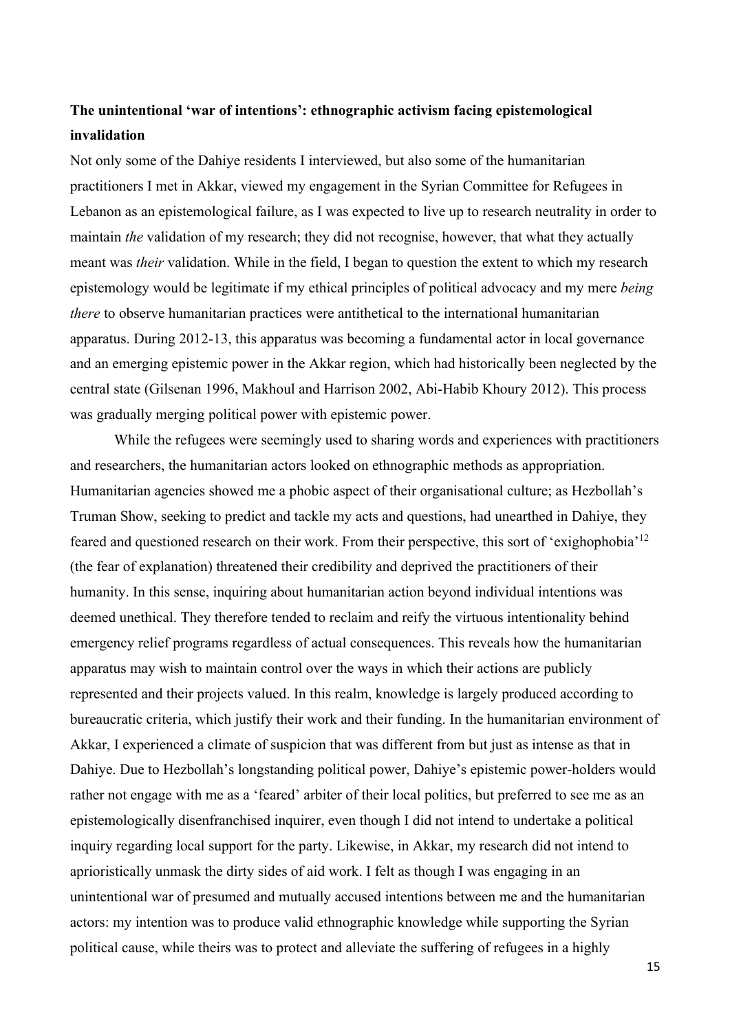**The unintentional 'war of intentions': ethnographic activism facing epistemological invalidation**

Not only some of the Dahiye residents I interviewed, but also some of the humanitarian practitioners I met in Akkar, viewed my engagement in the Syrian Committee for Refugees in Lebanon as an epistemological failure, as I was expected to live up to research neutrality in order to maintain *the* validation of my research; they did not recognise, however, that what they actually meant was *their* validation. While in the field, I began to question the extent to which my research epistemology would be legitimate if my ethical principles of political advocacy and my mere *being there* to observe humanitarian practices were antithetical to the international humanitarian apparatus. During 2012-13, this apparatus was becoming a fundamental actor in local governance and an emerging epistemic power in the Akkar region, which had historically been neglected by the central state (Gilsenan 1996, Makhoul and Harrison 2002, Abi-Habib Khoury 2012). This process was gradually merging political power with epistemic power.

While the refugees were seemingly used to sharing words and experiences with practitioners and researchers, the humanitarian actors looked on ethnographic methods as appropriation. Humanitarian agencies showed me a phobic aspect of their organisational culture; as Hezbollah's Truman Show, seeking to predict and tackle my acts and questions, had unearthed in Dahiye, they feared and questioned research on their work. From their perspective, this sort of 'exighophobia'[12] (the fear of explanation) threatened their credibility and deprived the practitioners of their humanity. In this sense, inquiring about humanitarian action beyond individual intentions was deemed unethical. They therefore tended to reclaim and reify the virtuous intentionality behind emergency relief programs regardless of actual consequences. This reveals how the humanitarian apparatus may wish to maintain control over the ways in which their actions are publicly represented and their projects valued. In this realm, knowledge is largely produced according to bureaucratic criteria, which justify their work and their funding. In the humanitarian environment of Akkar, I experienced a climate of suspicion that was different from but just as intense as that in Dahiye. Due to Hezbollah's longstanding political power, Dahiye's epistemic power-holders would rather not engage with me as a 'feared' arbiter of their local politics, but preferred to see me as an epistemologically disenfranchised inquirer, even though I did not intend to undertake a political inquiry regarding local support for the party. Likewise, in Akkar, my research did not intend to aprioristically unmask the dirty sides of aid work. I felt as though I was engaging in an unintentional war of presumed and mutually accused intentions between me and the humanitarian actors: my intention was to produce valid ethnographic knowledge while supporting the Syrian political cause, while theirs was to protect and alleviate the suffering of refugees in a highly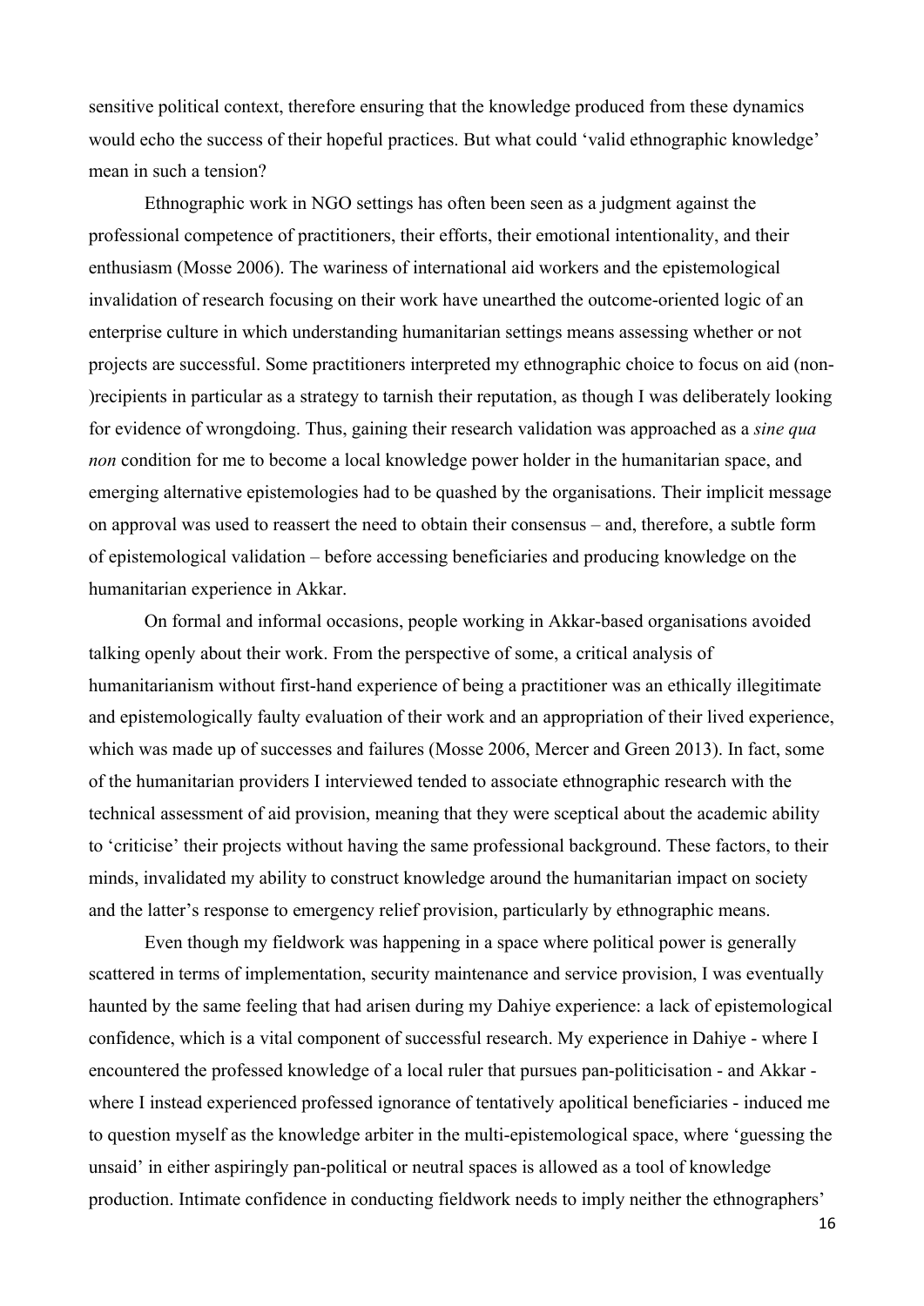sensitive political context, therefore ensuring that the knowledge produced from these dynamics would echo the success of their hopeful practices. But what could 'valid ethnographic knowledge' mean in such a tension?

Ethnographic work in NGO settings has often been seen as a judgment against the professional competence of practitioners, their efforts, their emotional intentionality, and their enthusiasm (Mosse 2006). The wariness of international aid workers and the epistemological invalidation of research focusing on their work have unearthed the outcome-oriented logic of an enterprise culture in which understanding humanitarian settings means assessing whether or not projects are successful. Some practitioners interpreted my ethnographic choice to focus on aid (non-)recipients in particular as a strategy to tarnish their reputation, as though I was deliberately looking for evidence of wrongdoing. Thus, gaining their research validation was approached as a *sine qua non* condition for me to become a local knowledge power holder in the humanitarian space, and emerging alternative epistemologies had to be quashed by the organisations. Their implicit message on approval was used to reassert the need to obtain their consensus – and, therefore, a subtle form of epistemological validation – before accessing beneficiaries and producing knowledge on the humanitarian experience in Akkar.

On formal and informal occasions, people working in Akkar-based organisations avoided talking openly about their work. From the perspective of some, a critical analysis of humanitarianism without first-hand experience of being a practitioner was an ethically illegitimate and epistemologically faulty evaluation of their work and an appropriation of their lived experience, which was made up of successes and failures (Mosse 2006, Mercer and Green 2013). In fact, some of the humanitarian providers I interviewed tended to associate ethnographic research with the technical assessment of aid provision, meaning that they were sceptical about the academic ability to 'criticise' their projects without having the same professional background. These factors, to their minds, invalidated my ability to construct knowledge around the humanitarian impact on society and the latter's response to emergency relief provision, particularly by ethnographic means.

Even though my fieldwork was happening in a space where political power is generally scattered in terms of implementation, security maintenance and service provision, I was eventually haunted by the same feeling that had arisen during my Dahiye experience: a lack of epistemological confidence, which is a vital component of successful research. My experience in Dahiye - where I encountered the professed knowledge of a local ruler that pursues pan-politicisation - and Akkar - where I instead experienced professed ignorance of tentatively apolitical beneficiaries - induced me to question myself as the knowledge arbiter in the multi-epistemological space, where 'guessing the unsaid' in either aspiringly pan-political or neutral spaces is allowed as a tool of knowledge production. Intimate confidence in conducting fieldwork needs to imply neither the ethnographers'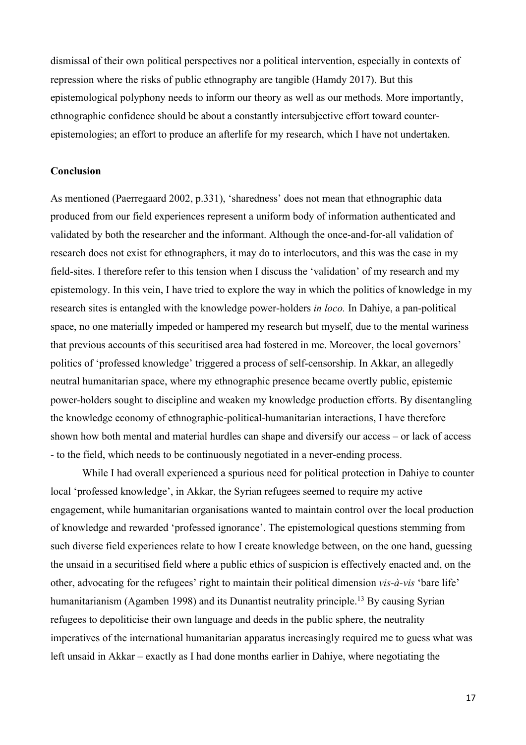dismissal of their own political perspectives nor a political intervention, especially in contexts of repression where the risks of public ethnography are tangible (Hamdy 2017). But this epistemological polyphony needs to inform our theory as well as our methods. More importantly, ethnographic confidence should be about a constantly intersubjective effort toward counter-epistemologies; an effort to produce an afterlife for my research, which I have not undertaken.

## Conclusion

As mentioned (Paerregaard 2002, p.331), 'sharedness' does not mean that ethnographic data produced from our field experiences represent a uniform body of information authenticated and validated by both the researcher and the informant. Although the once-and-for-all validation of research does not exist for ethnographers, it may do to interlocutors, and this was the case in my field-sites. I therefore refer to this tension when I discuss the 'validation' of my research and my epistemology. In this vein, I have tried to explore the way in which the politics of knowledge in my research sites is entangled with the knowledge power-holders *in loco.* In Dahiye, a pan-political space, no one materially impeded or hampered my research but myself, due to the mental wariness that previous accounts of this securitised area had fostered in me. Moreover, the local governors' politics of 'professed knowledge' triggered a process of self-censorship. In Akkar, an allegedly neutral humanitarian space, where my ethnographic presence became overtly public, epistemic power-holders sought to discipline and weaken my knowledge production efforts. By disentangling the knowledge economy of ethnographic-political-humanitarian interactions, I have therefore shown how both mental and material hurdles can shape and diversify our access – or lack of access - to the field, which needs to be continuously negotiated in a never-ending process.

While I had overall experienced a spurious need for political protection in Dahiye to counter local 'professed knowledge', in Akkar, the Syrian refugees seemed to require my active engagement, while humanitarian organisations wanted to maintain control over the local production of knowledge and rewarded 'professed ignorance'. The epistemological questions stemming from such diverse field experiences relate to how I create knowledge between, on the one hand, guessing the unsaid in a securitised field where a public ethics of suspicion is effectively enacted and, on the other, advocating for the refugees' right to maintain their political dimension *vis-à-vis* 'bare life' humanitarianism (Agamben 1998) and its Dunantist neutrality principle.[13] By causing Syrian refugees to depoliticise their own language and deeds in the public sphere, the neutrality imperatives of the international humanitarian apparatus increasingly required me to guess what was left unsaid in Akkar – exactly as I had done months earlier in Dahiye, where negotiating the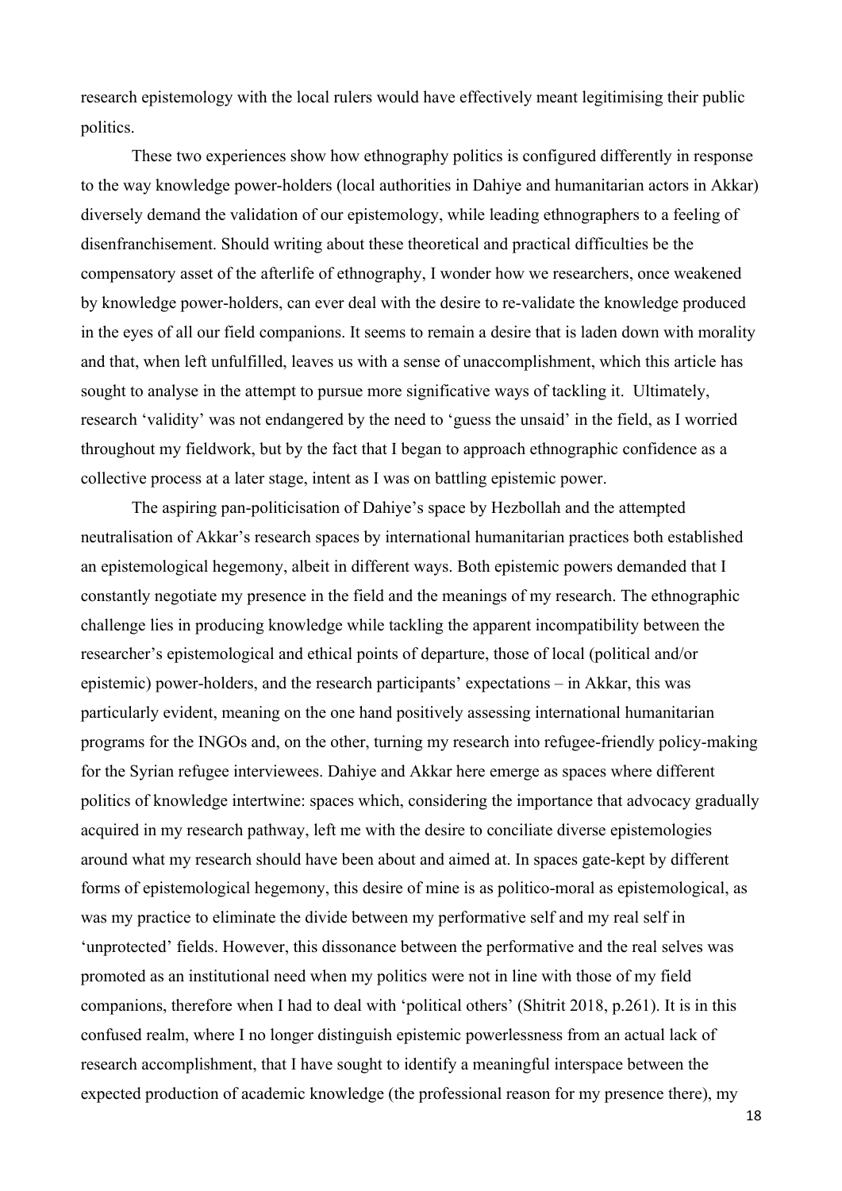research epistemology with the local rulers would have effectively meant legitimising their public politics.

These two experiences show how ethnography politics is configured differently in response to the way knowledge power-holders (local authorities in Dahiye and humanitarian actors in Akkar) diversely demand the validation of our epistemology, while leading ethnographers to a feeling of disenfranchisement. Should writing about these theoretical and practical difficulties be the compensatory asset of the afterlife of ethnography, I wonder how we researchers, once weakened by knowledge power-holders, can ever deal with the desire to re-validate the knowledge produced in the eyes of all our field companions. It seems to remain a desire that is laden down with morality and that, when left unfulfilled, leaves us with a sense of unaccomplishment, which this article has sought to analyse in the attempt to pursue more significative ways of tackling it. Ultimately, research 'validity' was not endangered by the need to 'guess the unsaid' in the field, as I worried throughout my fieldwork, but by the fact that I began to approach ethnographic confidence as a collective process at a later stage, intent as I was on battling epistemic power.

The aspiring pan-politicisation of Dahiye's space by Hezbollah and the attempted neutralisation of Akkar's research spaces by international humanitarian practices both established an epistemological hegemony, albeit in different ways. Both epistemic powers demanded that I constantly negotiate my presence in the field and the meanings of my research. The ethnographic challenge lies in producing knowledge while tackling the apparent incompatibility between the researcher's epistemological and ethical points of departure, those of local (political and/or epistemic) power-holders, and the research participants' expectations – in Akkar, this was particularly evident, meaning on the one hand positively assessing international humanitarian programs for the INGOs and, on the other, turning my research into refugee-friendly policy-making for the Syrian refugee interviewees. Dahiye and Akkar here emerge as spaces where different politics of knowledge intertwine: spaces which, considering the importance that advocacy gradually acquired in my research pathway, left me with the desire to conciliate diverse epistemologies around what my research should have been about and aimed at. In spaces gate-kept by different forms of epistemological hegemony, this desire of mine is as politico-moral as epistemological, as was my practice to eliminate the divide between my performative self and my real self in 'unprotected' fields. However, this dissonance between the performative and the real selves was promoted as an institutional need when my politics were not in line with those of my field companions, therefore when I had to deal with 'political others' (Shitrit 2018, p.261). It is in this confused realm, where I no longer distinguish epistemic powerlessness from an actual lack of research accomplishment, that I have sought to identify a meaningful interspace between the expected production of academic knowledge (the professional reason for my presence there), my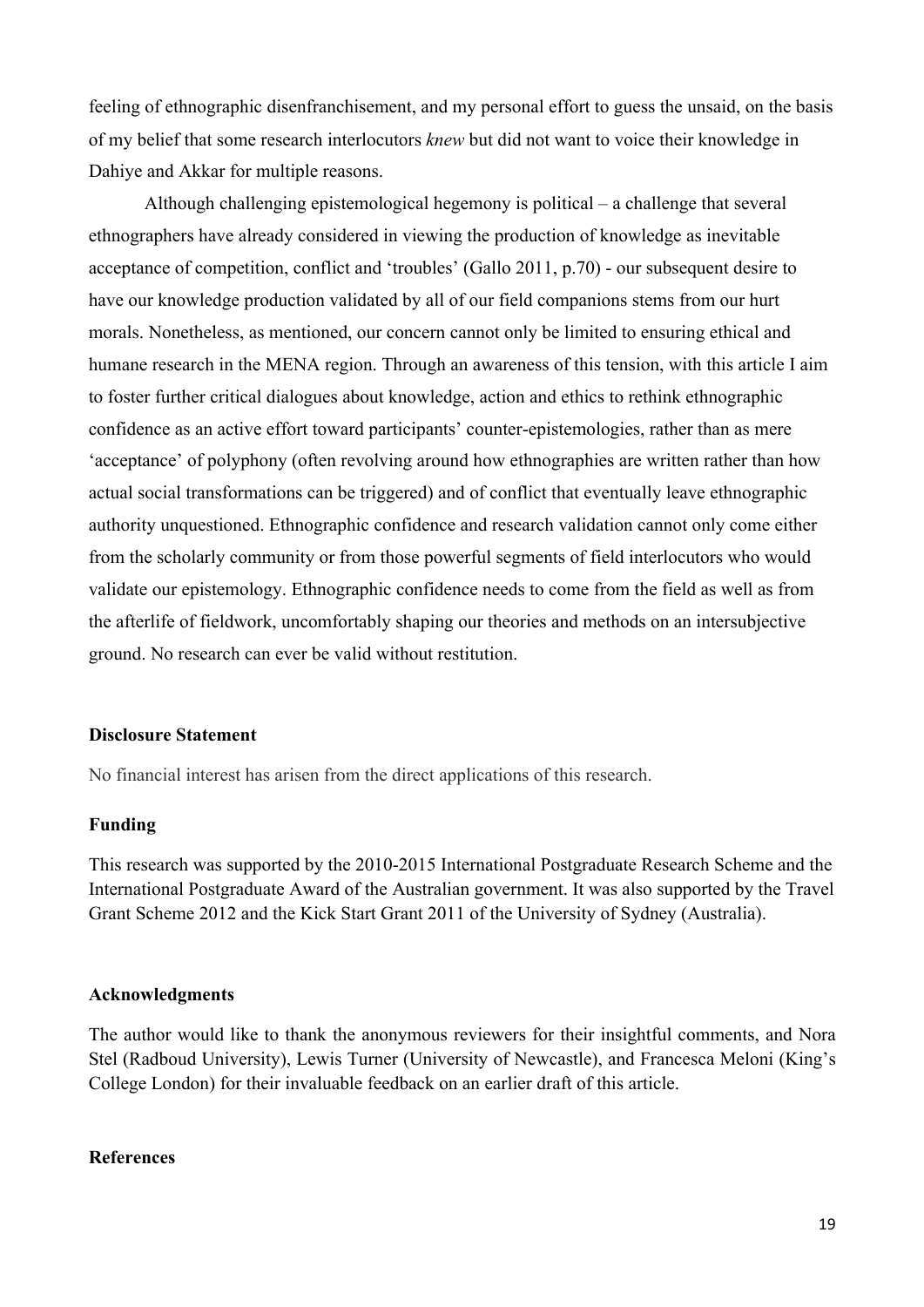feeling of ethnographic disenfranchisement, and my personal effort to guess the unsaid, on the basis of my belief that some research interlocutors *knew* but did not want to voice their knowledge in Dahiye and Akkar for multiple reasons.

Although challenging epistemological hegemony is political – a challenge that several ethnographers have already considered in viewing the production of knowledge as inevitable acceptance of competition, conflict and 'troubles' (Gallo 2011, p.70) - our subsequent desire to have our knowledge production validated by all of our field companions stems from our hurt morals. Nonetheless, as mentioned, our concern cannot only be limited to ensuring ethical and humane research in the MENA region. Through an awareness of this tension, with this article I aim to foster further critical dialogues about knowledge, action and ethics to rethink ethnographic confidence as an active effort toward participants' counter-epistemologies, rather than as mere 'acceptance' of polyphony (often revolving around how ethnographies are written rather than how actual social transformations can be triggered) and of conflict that eventually leave ethnographic authority unquestioned. Ethnographic confidence and research validation cannot only come either from the scholarly community or from those powerful segments of field interlocutors who would validate our epistemology. Ethnographic confidence needs to come from the field as well as from the afterlife of fieldwork, uncomfortably shaping our theories and methods on an intersubjective ground. No research can ever be valid without restitution.

**Disclosure Statement**

No financial interest has arisen from the direct applications of this research.

**Funding**

This research was supported by the 2010-2015 International Postgraduate Research Scheme and the International Postgraduate Award of the Australian government. It was also supported by the Travel Grant Scheme 2012 and the Kick Start Grant 2011 of the University of Sydney (Australia).

**Acknowledgments**

The author would like to thank the anonymous reviewers for their insightful comments, and Nora Stel (Radboud University), Lewis Turner (University of Newcastle), and Francesca Meloni (King's College London) for their invaluable feedback on an earlier draft of this article.

**References**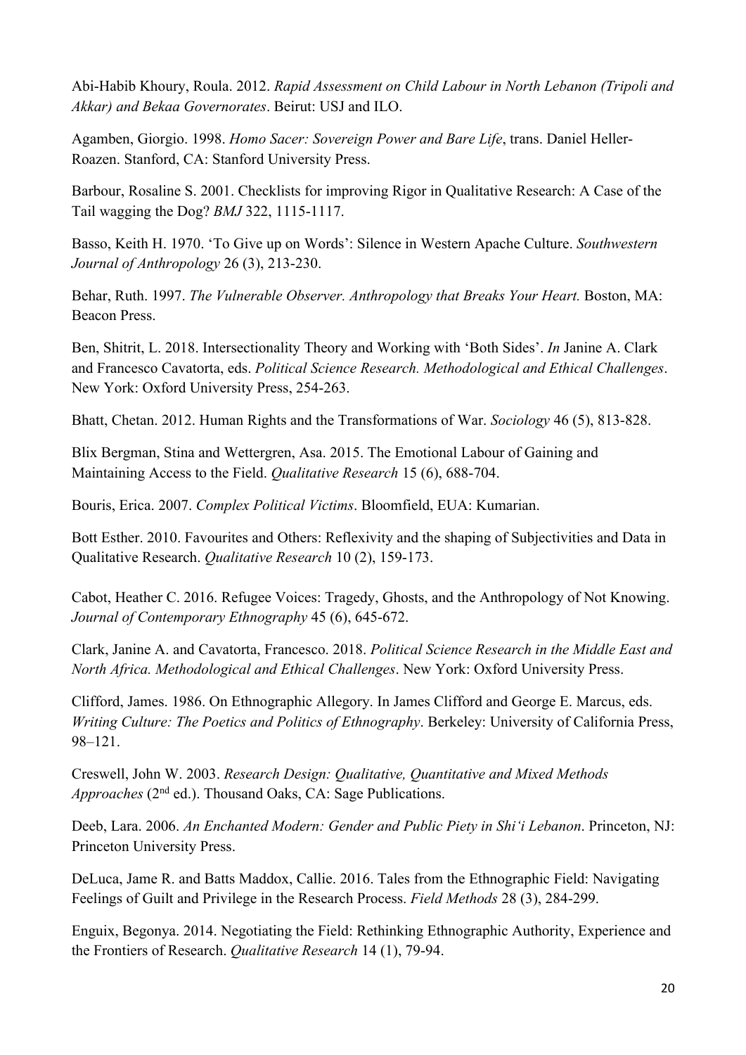Abi-Habib Khoury, Roula. 2012. *Rapid Assessment on Child Labour in North Lebanon (Tripoli and Akkar) and Bekaa Governorates*. Beirut: USJ and ILO.

Agamben, Giorgio. 1998. *Homo Sacer: Sovereign Power and Bare Life*, trans. Daniel Heller-Roazen. Stanford, CA: Stanford University Press.

Barbour, Rosaline S. 2001. Checklists for improving Rigor in Qualitative Research: A Case of the Tail wagging the Dog? *BMJ* 322, 1115-1117.

Basso, Keith H. 1970. 'To Give up on Words': Silence in Western Apache Culture. *Southwestern Journal of Anthropology* 26 (3), 213-230.

Behar, Ruth. 1997. *The Vulnerable Observer. Anthropology that Breaks Your Heart.* Boston, MA: Beacon Press.

Ben, Shitrit, L. 2018. Intersectionality Theory and Working with 'Both Sides'. *In* Janine A. Clark and Francesco Cavatorta, eds. *Political Science Research. Methodological and Ethical Challenges*. New York: Oxford University Press, 254-263.

Bhatt, Chetan. 2012. Human Rights and the Transformations of War. *Sociology* 46 (5), 813-828.

Blix Bergman, Stina and Wettergren, Asa. 2015. The Emotional Labour of Gaining and Maintaining Access to the Field. *Qualitative Research* 15 (6), 688-704.

Bouris, Erica. 2007. *Complex Political Victims*. Bloomfield, EUA: Kumarian.

Bott Esther. 2010. Favourites and Others: Reflexivity and the shaping of Subjectivities and Data in Qualitative Research. *Qualitative Research* 10 (2), 159-173.

Cabot, Heather C. 2016. Refugee Voices: Tragedy, Ghosts, and the Anthropology of Not Knowing. *Journal of Contemporary Ethnography* 45 (6), 645-672.

Clark, Janine A. and Cavatorta, Francesco. 2018. *Political Science Research in the Middle East and North Africa. Methodological and Ethical Challenges*. New York: Oxford University Press.

Clifford, James. 1986. On Ethnographic Allegory. In James Clifford and George E. Marcus, eds. *Writing Culture: The Poetics and Politics of Ethnography*. Berkeley: University of California Press, 98–121.

Creswell, John W. 2003. *Research Design: Qualitative, Quantitative and Mixed Methods Approaches* (2nd ed.). Thousand Oaks, CA: Sage Publications.

Deeb, Lara. 2006. *An Enchanted Modern: Gender and Public Piety in Shi'i Lebanon*. Princeton, NJ: Princeton University Press.

DeLuca, Jame R. and Batts Maddox, Callie. 2016. Tales from the Ethnographic Field: Navigating Feelings of Guilt and Privilege in the Research Process. *Field Methods* 28 (3), 284-299.

Enguix, Begonya. 2014. Negotiating the Field: Rethinking Ethnographic Authority, Experience and the Frontiers of Research. *Qualitative Research* 14 (1), 79-94.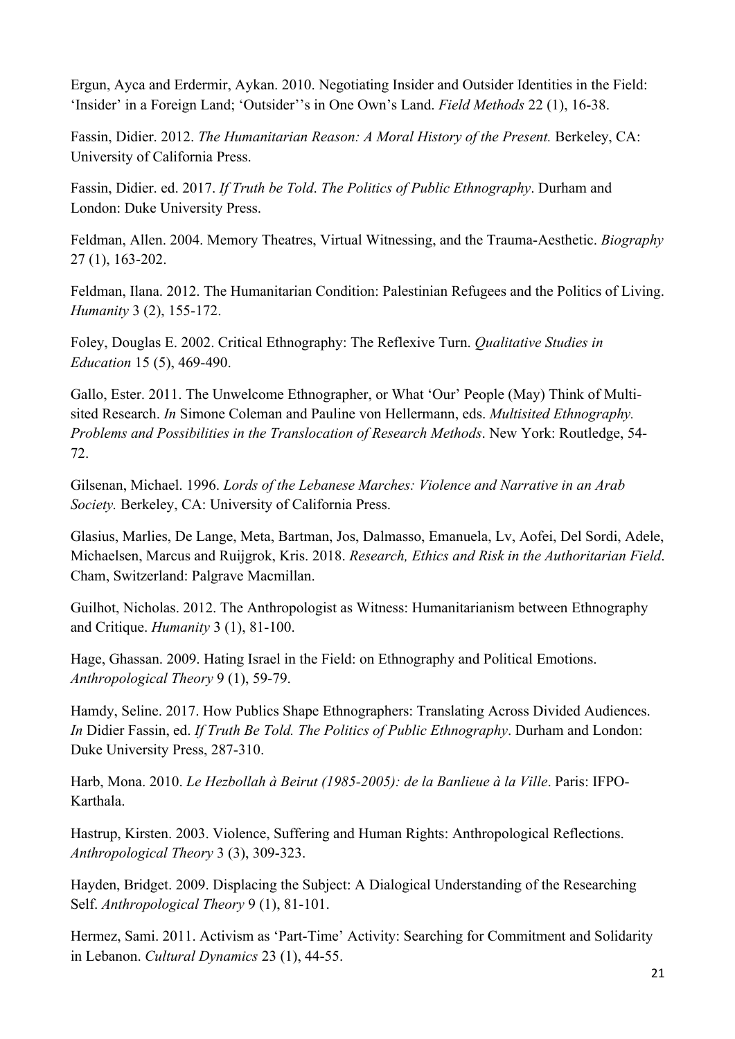Ergun, Ayca and Erdermir, Aykan. 2010. Negotiating Insider and Outsider Identities in the Field: 'Insider' in a Foreign Land; 'Outsider''s in One Own's Land. *Field Methods* 22 (1), 16-38.

Fassin, Didier. 2012. *The Humanitarian Reason: A Moral History of the Present.* Berkeley, CA: University of California Press.

Fassin, Didier. ed. 2017. *If Truth be Told*. *The Politics of Public Ethnography*. Durham and London: Duke University Press.

Feldman, Allen. 2004. Memory Theatres, Virtual Witnessing, and the Trauma-Aesthetic. *Biography* 27 (1), 163-202.

Feldman, Ilana. 2012. The Humanitarian Condition: Palestinian Refugees and the Politics of Living. *Humanity* 3 (2), 155-172.

Foley, Douglas E. 2002. Critical Ethnography: The Reflexive Turn. *Qualitative Studies in Education* 15 (5), 469-490.

Gallo, Ester. 2011. The Unwelcome Ethnographer, or What 'Our' People (May) Think of Multi-sited Research. *In* Simone Coleman and Pauline von Hellermann, eds. *Multisited Ethnography. Problems and Possibilities in the Translocation of Research Methods*. New York: Routledge, 54-72.

Gilsenan, Michael. 1996. *Lords of the Lebanese Marches: Violence and Narrative in an Arab Society.* Berkeley, CA: University of California Press.

Glasius, Marlies, De Lange, Meta, Bartman, Jos, Dalmasso, Emanuela, Lv, Aofei, Del Sordi, Adele, Michaelsen, Marcus and Ruijgrok, Kris. 2018. *Research, Ethics and Risk in the Authoritarian Field*. Cham, Switzerland: Palgrave Macmillan.

Guilhot, Nicholas. 2012. The Anthropologist as Witness: Humanitarianism between Ethnography and Critique. *Humanity* 3 (1), 81-100.

Hage, Ghassan. 2009. Hating Israel in the Field: on Ethnography and Political Emotions. *Anthropological Theory* 9 (1), 59-79.

Hamdy, Seline. 2017. How Publics Shape Ethnographers: Translating Across Divided Audiences. *In* Didier Fassin, ed. *If Truth Be Told. The Politics of Public Ethnography*. Durham and London: Duke University Press, 287-310.

Harb, Mona. 2010. *Le Hezbollah à Beirut (1985-2005): de la Banlieue à la Ville*. Paris: IFPO-Karthala.

Hastrup, Kirsten. 2003. Violence, Suffering and Human Rights: Anthropological Reflections. *Anthropological Theory* 3 (3), 309-323.

Hayden, Bridget. 2009. Displacing the Subject: A Dialogical Understanding of the Researching Self. *Anthropological Theory* 9 (1), 81-101.

Hermez, Sami. 2011. Activism as 'Part-Time' Activity: Searching for Commitment and Solidarity in Lebanon. *Cultural Dynamics* 23 (1), 44-55.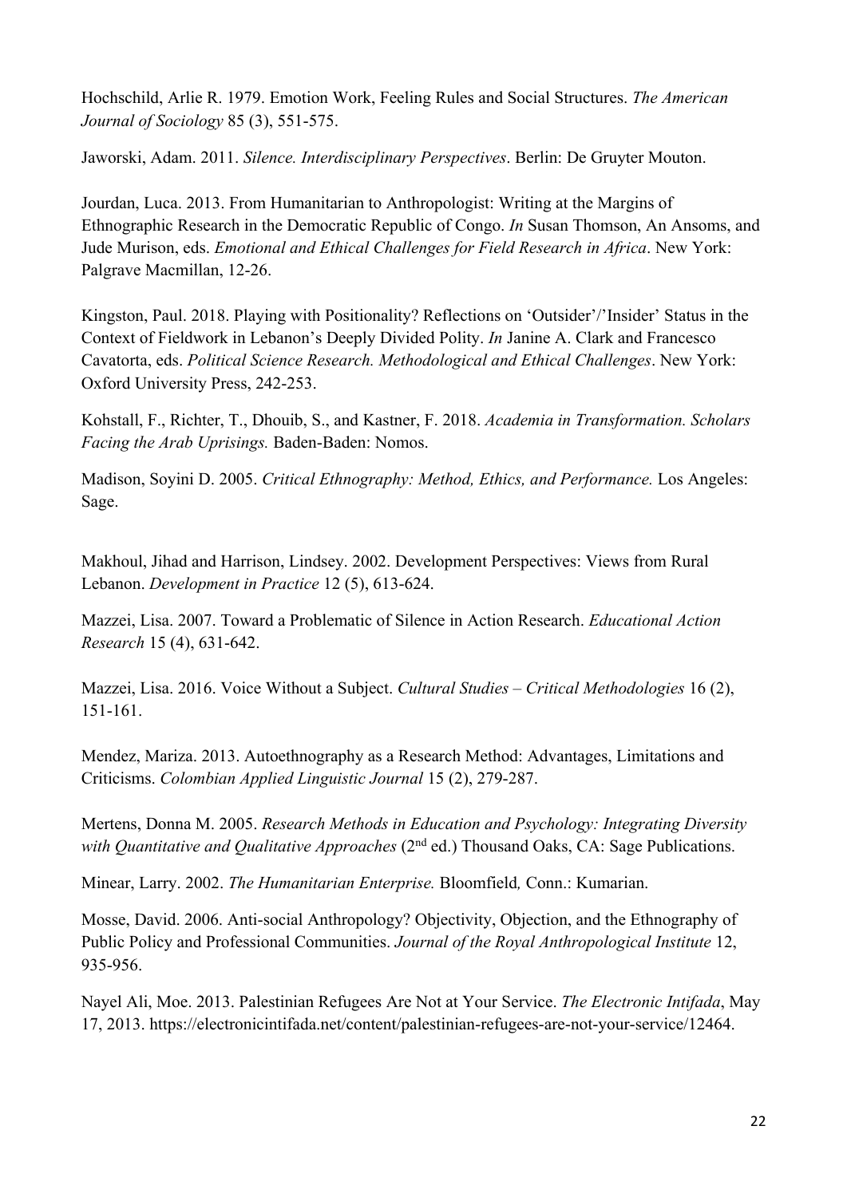Hochschild, Arlie R. 1979. Emotion Work, Feeling Rules and Social Structures. *The American Journal of Sociology* 85 (3), 551-575.

Jaworski, Adam. 2011. *Silence. Interdisciplinary Perspectives*. Berlin: De Gruyter Mouton.

Jourdan, Luca. 2013. From Humanitarian to Anthropologist: Writing at the Margins of Ethnographic Research in the Democratic Republic of Congo. *In* Susan Thomson, An Ansoms, and Jude Murison, eds. *Emotional and Ethical Challenges for Field Research in Africa*. New York: Palgrave Macmillan, 12-26.

Kingston, Paul. 2018. Playing with Positionality? Reflections on 'Outsider'/'Insider' Status in the Context of Fieldwork in Lebanon's Deeply Divided Polity. *In* Janine A. Clark and Francesco Cavatorta, eds. *Political Science Research. Methodological and Ethical Challenges*. New York: Oxford University Press, 242-253.

Kohstall, F., Richter, T., Dhouib, S., and Kastner, F. 2018. *Academia in Transformation. Scholars Facing the Arab Uprisings.* Baden-Baden: Nomos.

Madison, Soyini D. 2005. *Critical Ethnography: Method, Ethics, and Performance.* Los Angeles: Sage.

Makhoul, Jihad and Harrison, Lindsey. 2002. Development Perspectives: Views from Rural Lebanon. *Development in Practice* 12 (5), 613-624.

Mazzei, Lisa. 2007. Toward a Problematic of Silence in Action Research. *Educational Action Research* 15 (4), 631-642.

Mazzei, Lisa. 2016. Voice Without a Subject. *Cultural Studies – Critical Methodologies* 16 (2), 151-161.

Mendez, Mariza. 2013. Autoethnography as a Research Method: Advantages, Limitations and Criticisms. *Colombian Applied Linguistic Journal* 15 (2), 279-287.

Mertens, Donna M. 2005. *Research Methods in Education and Psychology: Integrating Diversity with Quantitative and Qualitative Approaches* (2nd ed.) Thousand Oaks, CA: Sage Publications.

Minear, Larry. 2002. *The Humanitarian Enterprise.* Bloomfield*,* Conn.: Kumarian.

Mosse, David. 2006. Anti-social Anthropology? Objectivity, Objection, and the Ethnography of Public Policy and Professional Communities. *Journal of the Royal Anthropological Institute* 12, 935-956.

Nayel Ali, Moe. 2013. Palestinian Refugees Are Not at Your Service. *The Electronic Intifada*, May 17, 2013. https://electronicintifada.net/content/palestinian-refugees-are-not-your-service/12464.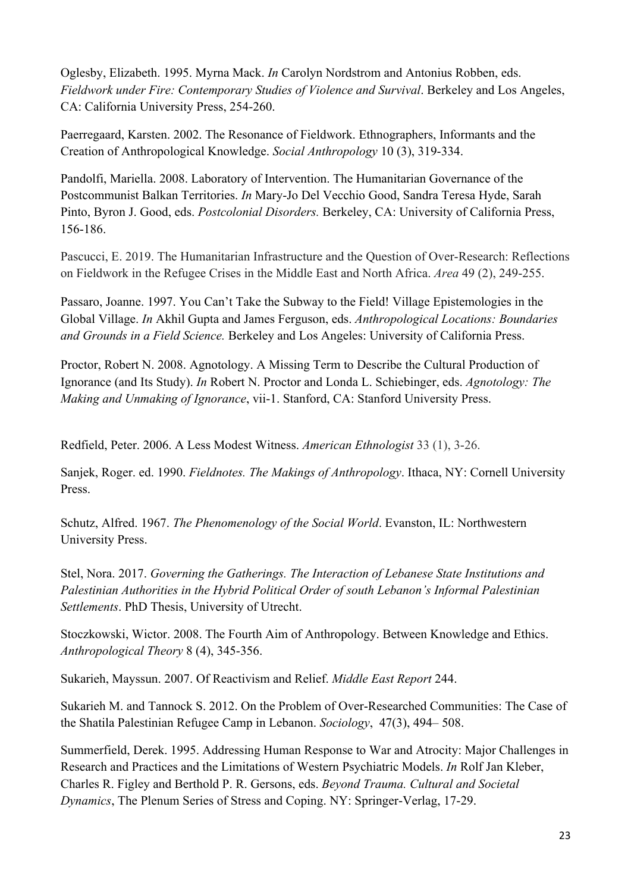Oglesby, Elizabeth. 1995. Myrna Mack. *In* Carolyn Nordstrom and Antonius Robben, eds. *Fieldwork under Fire: Contemporary Studies of Violence and Survival*. Berkeley and Los Angeles, CA: California University Press, 254-260.

Paerregaard, Karsten. 2002. The Resonance of Fieldwork. Ethnographers, Informants and the Creation of Anthropological Knowledge. *Social Anthropology* 10 (3), 319-334.

Pandolfi, Mariella. 2008. Laboratory of Intervention. The Humanitarian Governance of the Postcommunist Balkan Territories. *In* Mary-Jo Del Vecchio Good, Sandra Teresa Hyde, Sarah Pinto, Byron J. Good, eds. *Postcolonial Disorders.* Berkeley, CA: University of California Press, 156-186.

Pascucci, E. 2019. The Humanitarian Infrastructure and the Question of Over-Research: Reflections on Fieldwork in the Refugee Crises in the Middle East and North Africa. *Area* 49 (2), 249-255.

Passaro, Joanne. 1997. You Can't Take the Subway to the Field! Village Epistemologies in the Global Village. *In* Akhil Gupta and James Ferguson, eds. *Anthropological Locations: Boundaries and Grounds in a Field Science.* Berkeley and Los Angeles: University of California Press.

Proctor, Robert N. 2008. Agnotology. A Missing Term to Describe the Cultural Production of Ignorance (and Its Study). *In* Robert N. Proctor and Londa L. Schiebinger, eds. *Agnotology: The Making and Unmaking of Ignorance*, vii-1. Stanford, CA: Stanford University Press.

Redfield, Peter. 2006. A Less Modest Witness. *American Ethnologist* 33 (1), 3-26.

Sanjek, Roger. ed. 1990. *Fieldnotes. The Makings of Anthropology*. Ithaca, NY: Cornell University Press.

Schutz, Alfred. 1967. *The Phenomenology of the Social World*. Evanston, IL: Northwestern University Press.

Stel, Nora. 2017. *Governing the Gatherings. The Interaction of Lebanese State Institutions and Palestinian Authorities in the Hybrid Political Order of south Lebanon's Informal Palestinian Settlements*. PhD Thesis, University of Utrecht.

Stoczkowski, Wictor. 2008. The Fourth Aim of Anthropology. Between Knowledge and Ethics. *Anthropological Theory* 8 (4), 345-356.

Sukarieh, Mayssun. 2007. Of Reactivism and Relief. *Middle East Report* 244.

Sukarieh M. and Tannock S. 2012. On the Problem of Over-Researched Communities: The Case of the Shatila Palestinian Refugee Camp in Lebanon. *Sociology*, 47(3), 494– 508.

Summerfield, Derek. 1995. Addressing Human Response to War and Atrocity: Major Challenges in Research and Practices and the Limitations of Western Psychiatric Models. *In* Rolf Jan Kleber, Charles R. Figley and Berthold P. R. Gersons, eds. *Beyond Trauma. Cultural and Societal Dynamics*, The Plenum Series of Stress and Coping. NY: Springer-Verlag, 17-29.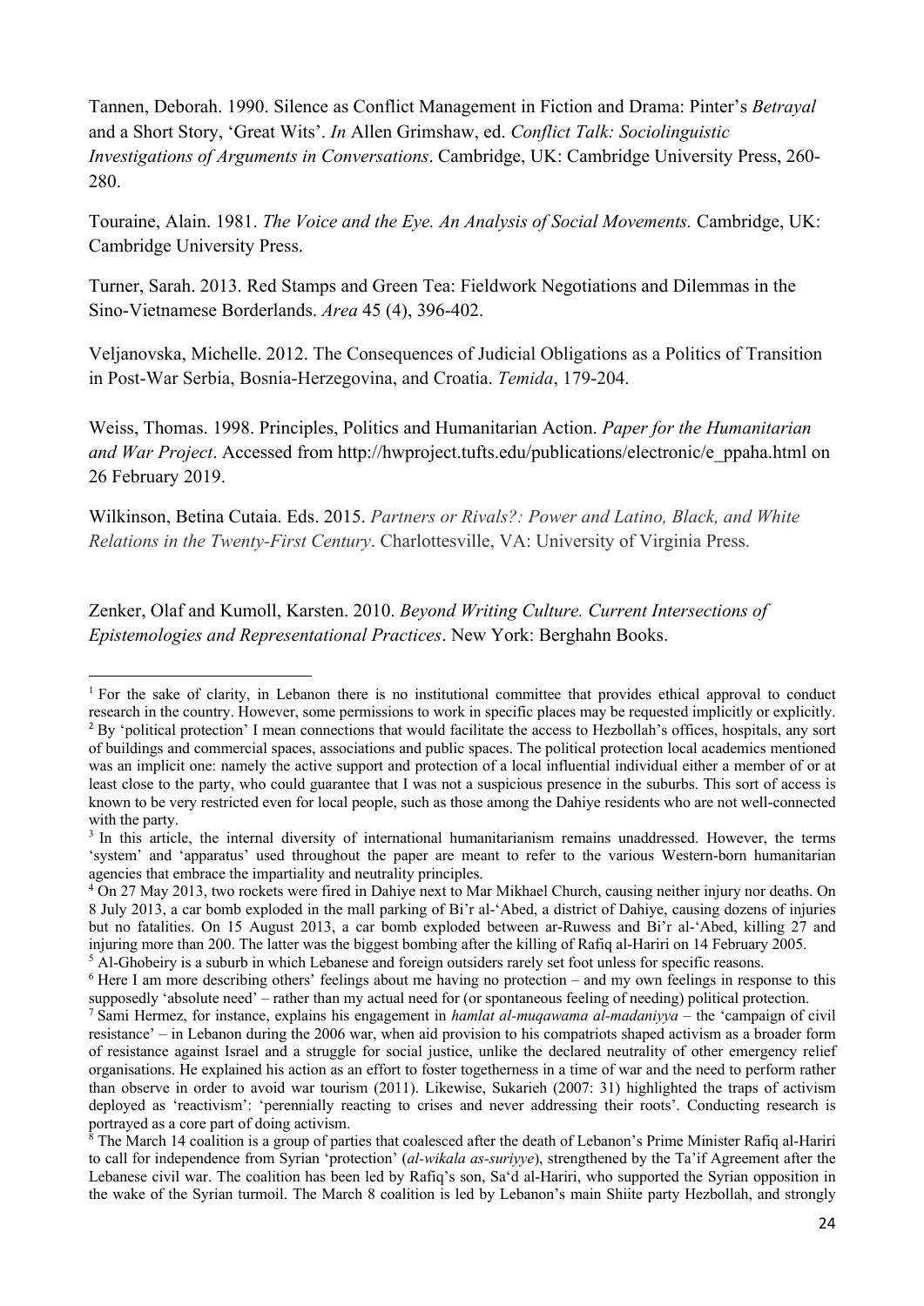Tannen, Deborah. 1990. Silence as Conflict Management in Fiction and Drama: Pinter's *Betrayal* and a Short Story, 'Great Wits'. *In* Allen Grimshaw, ed. *Conflict Talk: Sociolinguistic Investigations of Arguments in Conversations*. Cambridge, UK: Cambridge University Press, 260-280.

Touraine, Alain. 1981. *The Voice and the Eye. An Analysis of Social Movements.* Cambridge, UK: Cambridge University Press.

Turner, Sarah. 2013. Red Stamps and Green Tea: Fieldwork Negotiations and Dilemmas in the Sino-Vietnamese Borderlands. *Area* 45 (4), 396-402.

Veljanovska, Michelle. 2012. The Consequences of Judicial Obligations as a Politics of Transition in Post-War Serbia, Bosnia-Herzegovina, and Croatia. *Temida*, 179-204.

Weiss, Thomas. 1998. Principles, Politics and Humanitarian Action. *Paper for the Humanitarian and War Project*. Accessed from http://hwproject.tufts.edu/publications/electronic/e_ppaha.html on 26 February 2019.

Wilkinson, Betina Cutaia. Eds. 2015. *Partners or Rivals?: Power and Latino, Black, and White Relations in the Twenty-First Century*. Charlottesville, VA: University of Virginia Press.

Zenker, Olaf and Kumoll, Karsten. 2010. *Beyond Writing Culture. Current Intersections of Epistemologies and Representational Practices*. New York: Berghahn Books.

---

[1] For the sake of clarity, in Lebanon there is no institutional committee that provides ethical approval to conduct research in the country. However, some permissions to work in specific places may be requested implicitly or explicitly.

[2] By 'political protection' I mean connections that would facilitate the access to Hezbollah's offices, hospitals, any sort of buildings and commercial spaces, associations and public spaces. The political protection local academics mentioned was an implicit one: namely the active support and protection of a local influential individual either a member of or at least close to the party, who could guarantee that I was not a suspicious presence in the suburbs. This sort of access is known to be very restricted even for local people, such as those among the Dahiye residents who are not well-connected with the party.

[3] In this article, the internal diversity of international humanitarianism remains unaddressed. However, the terms 'system' and 'apparatus' used throughout the paper are meant to refer to the various Western-born humanitarian agencies that embrace the impartiality and neutrality principles.

[4] On 27 May 2013, two rockets were fired in Dahiye next to Mar Mikhael Church, causing neither injury nor deaths. On 8 July 2013, a car bomb exploded in the mall parking of Bi'r al-'Abed, a district of Dahiye, causing dozens of injuries but no fatalities. On 15 August 2013, a car bomb exploded between ar-Ruwess and Bi'r al-'Abed, killing 27 and injuring more than 200. The latter was the biggest bombing after the killing of Rafiq al-Hariri on 14 February 2005.

[5] Al-Ghobeiry is a suburb in which Lebanese and foreign outsiders rarely set foot unless for specific reasons.

[6] Here I am more describing others' feelings about me having no protection – and my own feelings in response to this supposedly 'absolute need' – rather than my actual need for (or spontaneous feeling of needing) political protection.

[7] Sami Hermez, for instance, explains his engagement in *hamlat al-muqawama al-madaniyya* – the 'campaign of civil resistance' – in Lebanon during the 2006 war, when aid provision to his compatriots shaped activism as a broader form of resistance against Israel and a struggle for social justice, unlike the declared neutrality of other emergency relief organisations. He explained his action as an effort to foster togetherness in a time of war and the need to perform rather than observe in order to avoid war tourism (2011). Likewise, Sukarieh (2007: 31) highlighted the traps of activism deployed as 'reactivism': 'perennially reacting to crises and never addressing their roots'. Conducting research is portrayed as a core part of doing activism.

[8] The March 14 coalition is a group of parties that coalesced after the death of Lebanon's Prime Minister Rafiq al-Hariri to call for independence from Syrian 'protection' (*al-wikala as-suriyye*), strengthened by the Ta'if Agreement after the Lebanese civil war. The coalition has been led by Rafiq's son, Sa'd al-Hariri, who supported the Syrian opposition in the wake of the Syrian turmoil. The March 8 coalition is led by Lebanon's main Shiite party Hezbollah, and strongly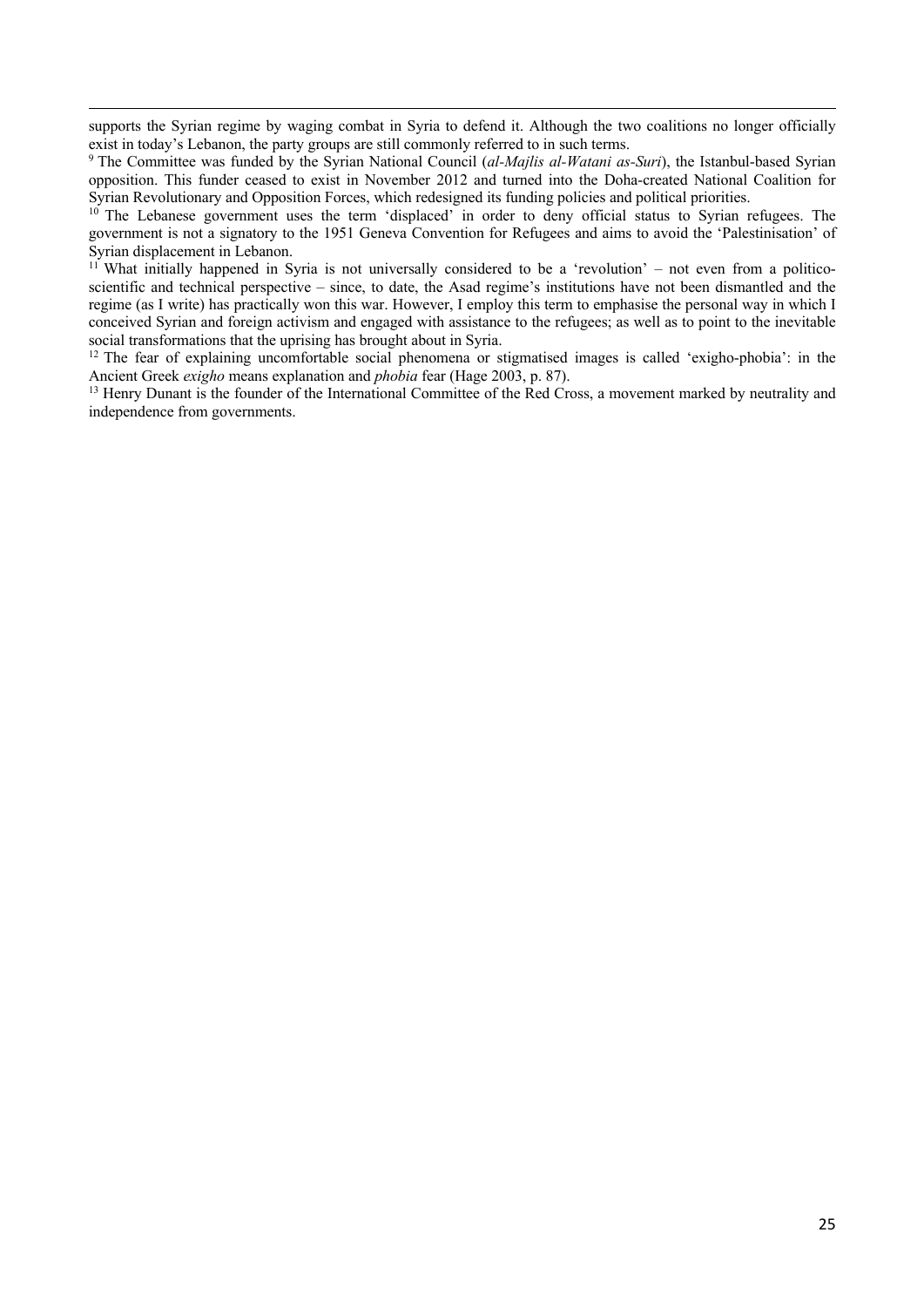supports the Syrian regime by waging combat in Syria to defend it. Although the two coalitions no longer officially exist in today's Lebanon, the party groups are still commonly referred to in such terms.

[9] The Committee was funded by the Syrian National Council (*al-Majlis al-Watani as-Suri*), the Istanbul-based Syrian opposition. This funder ceased to exist in November 2012 and turned into the Doha-created National Coalition for Syrian Revolutionary and Opposition Forces, which redesigned its funding policies and political priorities.

[10] The Lebanese government uses the term 'displaced' in order to deny official status to Syrian refugees. The government is not a signatory to the 1951 Geneva Convention for Refugees and aims to avoid the 'Palestinisation' of Syrian displacement in Lebanon.

[11] What initially happened in Syria is not universally considered to be a 'revolution' – not even from a politico-scientific and technical perspective – since, to date, the Asad regime's institutions have not been dismantled and the regime (as I write) has practically won this war. However, I employ this term to emphasise the personal way in which I conceived Syrian and foreign activism and engaged with assistance to the refugees; as well as to point to the inevitable social transformations that the uprising has brought about in Syria.

[12] The fear of explaining uncomfortable social phenomena or stigmatised images is called 'exigho-phobia': in the Ancient Greek *exigho* means explanation and *phobia* fear (Hage 2003, p. 87).

[13] Henry Dunant is the founder of the International Committee of the Red Cross, a movement marked by neutrality and independence from governments.